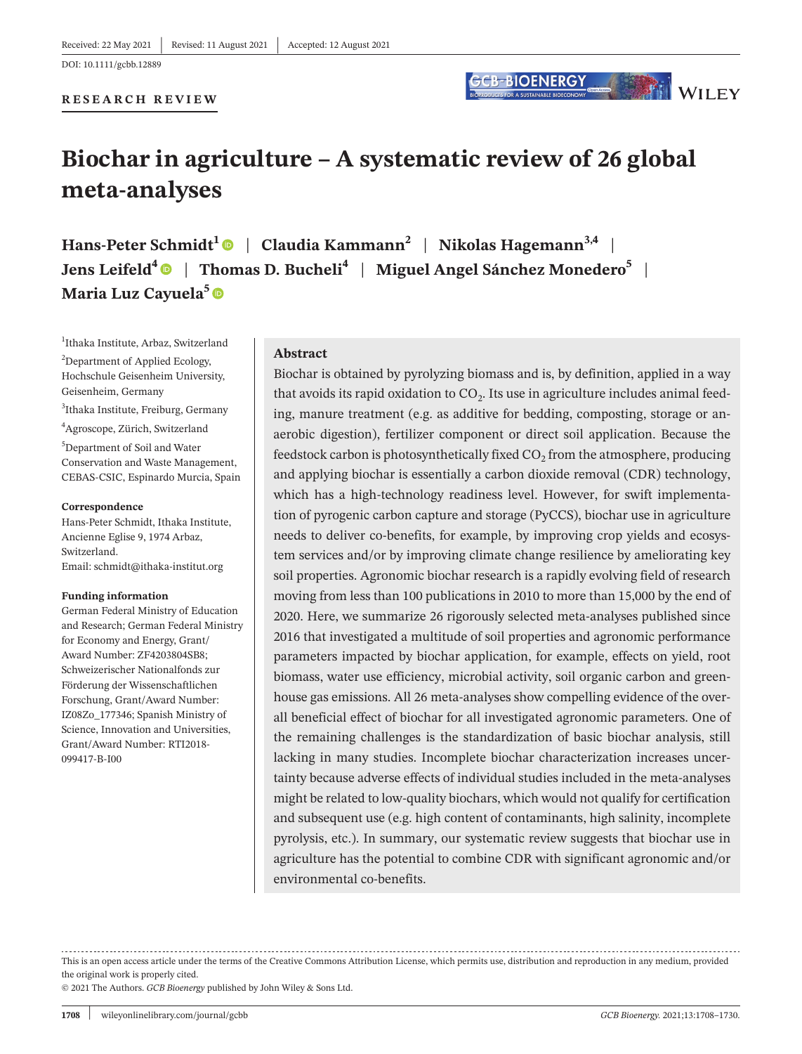Received: 22 May 2021 | Revised: 11 August 2021 | Accepted: 12 August 2021

DOI: 10.1111/gcbb.12889

**RESEARCH REVIEW**

# Biochar in agriculture – A systematic review of 26 global meta-analyses

**Hans-Peter Schmidt**[1] | **Claudia Kammann**[2] | **Nikolas Hagemann**[3,4] | **Jens Leifeld**[4] | **Thomas D. Bucheli**[4] | **Miguel Angel Sánchez Monedero**[5] | **Maria Luz Cayuela**[5]

[1]Ithaka Institute, Arbaz, Switzerland
[2]Department of Applied Ecology, Hochschule Geisenheim University, Geisenheim, Germany
[3]Ithaka Institute, Freiburg, Germany
[4]Agroscope, Zürich, Switzerland
[5]Department of Soil and Water Conservation and Waste Management, CEBAS-CSIC, Espinardo Murcia, Spain

**Correspondence**
Hans-Peter Schmidt, Ithaka Institute, Ancienne Eglise 9, 1974 Arbaz, Switzerland.
Email: schmidt@ithaka-institut.org

**Funding information**
German Federal Ministry of Education and Research; German Federal Ministry for Economy and Energy, Grant/Award Number: ZF4203804SB8; Schweizerischer Nationalfonds zur Förderung der Wissenschaftlichen Forschung, Grant/Award Number: IZ08Zo_177346; Spanish Ministry of Science, Innovation and Universities, Grant/Award Number: RTI2018-099417-B-I00

## Abstract

Biochar is obtained by pyrolyzing biomass and is, by definition, applied in a way that avoids its rapid oxidation to $CO_2$. Its use in agriculture includes animal feeding, manure treatment (e.g. as additive for bedding, composting, storage or anaerobic digestion), fertilizer component or direct soil application. Because the feedstock carbon is photosynthetically fixed $CO_2$ from the atmosphere, producing and applying biochar is essentially a carbon dioxide removal (CDR) technology, which has a high-technology readiness level. However, for swift implementation of pyrogenic carbon capture and storage (PyCCS), biochar use in agriculture needs to deliver co-benefits, for example, by improving crop yields and ecosystem services and/or by improving climate change resilience by ameliorating key soil properties. Agronomic biochar research is a rapidly evolving field of research moving from less than 100 publications in 2010 to more than 15,000 by the end of 2020. Here, we summarize 26 rigorously selected meta-analyses published since 2016 that investigated a multitude of soil properties and agronomic performance parameters impacted by biochar application, for example, effects on yield, root biomass, water use efficiency, microbial activity, soil organic carbon and greenhouse gas emissions. All 26 meta-analyses show compelling evidence of the overall beneficial effect of biochar for all investigated agronomic parameters. One of the remaining challenges is the standardization of basic biochar analysis, still lacking in many studies. Incomplete biochar characterization increases uncertainty because adverse effects of individual studies included in the meta-analyses might be related to low-quality biochars, which would not qualify for certification and subsequent use (e.g. high content of contaminants, high salinity, incomplete pyrolysis, etc.). In summary, our systematic review suggests that biochar use in agriculture has the potential to combine CDR with significant agronomic and/or environmental co-benefits.

This is an open access article under the terms of the Creative Commons Attribution License, which permits use, distribution and reproduction in any medium, provided the original work is properly cited.
© 2021 The Authors. *GCB Bioenergy* published by John Wiley & Sons Ltd.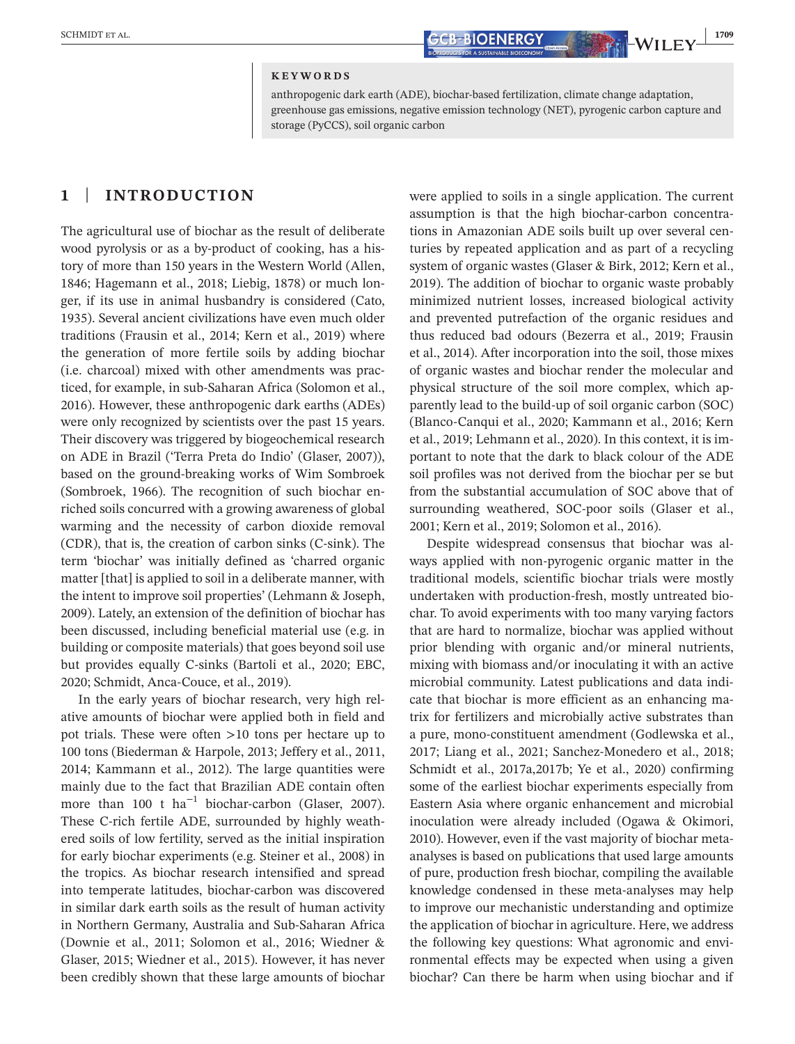**KEYWORDS**

anthropogenic dark earth (ADE), biochar-based fertilization, climate change adaptation, greenhouse gas emissions, negative emission technology (NET), pyrogenic carbon capture and storage (PyCCS), soil organic carbon

## 1 | INTRODUCTION

The agricultural use of biochar as the result of deliberate wood pyrolysis or as a by-product of cooking, has a history of more than 150 years in the Western World (Allen, 1846; Hagemann et al., 2018; Liebig, 1878) or much longer, if its use in animal husbandry is considered (Cato, 1935). Several ancient civilizations have even much older traditions (Frausin et al., 2014; Kern et al., 2019) where the generation of more fertile soils by adding biochar (i.e. charcoal) mixed with other amendments was practiced, for example, in sub-Saharan Africa (Solomon et al., 2016). However, these anthropogenic dark earths (ADEs) were only recognized by scientists over the past 15 years. Their discovery was triggered by biogeochemical research on ADE in Brazil ('Terra Preta do Indio' (Glaser, 2007)), based on the ground-breaking works of Wim Sombroek (Sombroek, 1966). The recognition of such biochar enriched soils concurred with a growing awareness of global warming and the necessity of carbon dioxide removal (CDR), that is, the creation of carbon sinks (C-sink). The term 'biochar' was initially defined as 'charred organic matter [that] is applied to soil in a deliberate manner, with the intent to improve soil properties' (Lehmann & Joseph, 2009). Lately, an extension of the definition of biochar has been discussed, including beneficial material use (e.g. in building or composite materials) that goes beyond soil use but provides equally C-sinks (Bartoli et al., 2020; EBC, 2020; Schmidt, Anca-Couce, et al., 2019).

In the early years of biochar research, very high relative amounts of biochar were applied both in field and pot trials. These were often >10 tons per hectare up to 100 tons (Biederman & Harpole, 2013; Jeffery et al., 2011, 2014; Kammann et al., 2012). The large quantities were mainly due to the fact that Brazilian ADE contain often more than 100 t $ha^{-1}$ biochar-carbon (Glaser, 2007). These C-rich fertile ADE, surrounded by highly weathered soils of low fertility, served as the initial inspiration for early biochar experiments (e.g. Steiner et al., 2008) in the tropics. As biochar research intensified and spread into temperate latitudes, biochar-carbon was discovered in similar dark earth soils as the result of human activity in Northern Germany, Australia and Sub-Saharan Africa (Downie et al., 2011; Solomon et al., 2016; Wiedner & Glaser, 2015; Wiedner et al., 2015). However, it has never been credibly shown that these large amounts of biochar were applied to soils in a single application. The current assumption is that the high biochar-carbon concentrations in Amazonian ADE soils built up over several centuries by repeated application and as part of a recycling system of organic wastes (Glaser & Birk, 2012; Kern et al., 2019). The addition of biochar to organic waste probably minimized nutrient losses, increased biological activity and prevented putrefaction of the organic residues and thus reduced bad odours (Bezerra et al., 2019; Frausin et al., 2014). After incorporation into the soil, those mixes of organic wastes and biochar render the molecular and physical structure of the soil more complex, which apparently lead to the build-up of soil organic carbon (SOC) (Blanco-Canqui et al., 2020; Kammann et al., 2016; Kern et al., 2019; Lehmann et al., 2020). In this context, it is important to note that the dark to black colour of the ADE soil profiles was not derived from the biochar per se but from the substantial accumulation of SOC above that of surrounding weathered, SOC-poor soils (Glaser et al., 2001; Kern et al., 2019; Solomon et al., 2016).

Despite widespread consensus that biochar was always applied with non-pyrogenic organic matter in the traditional models, scientific biochar trials were mostly undertaken with production-fresh, mostly untreated biochar. To avoid experiments with too many varying factors that are hard to normalize, biochar was applied without prior blending with organic and/or mineral nutrients, mixing with biomass and/or inoculating it with an active microbial community. Latest publications and data indicate that biochar is more efficient as an enhancing matrix for fertilizers and microbially active substrates than a pure, mono-constituent amendment (Godlewska et al., 2017; Liang et al., 2021; Sanchez-Monedero et al., 2018; Schmidt et al., 2017a,2017b; Ye et al., 2020) confirming some of the earliest biochar experiments especially from Eastern Asia where organic enhancement and microbial inoculation were already included (Ogawa & Okimori, 2010). However, even if the vast majority of biochar meta-analyses is based on publications that used large amounts of pure, production fresh biochar, compiling the available knowledge condensed in these meta-analyses may help to improve our mechanistic understanding and optimize the application of biochar in agriculture. Here, we address the following key questions: What agronomic and environmental effects may be expected when using a given biochar? Can there be harm when using biochar and if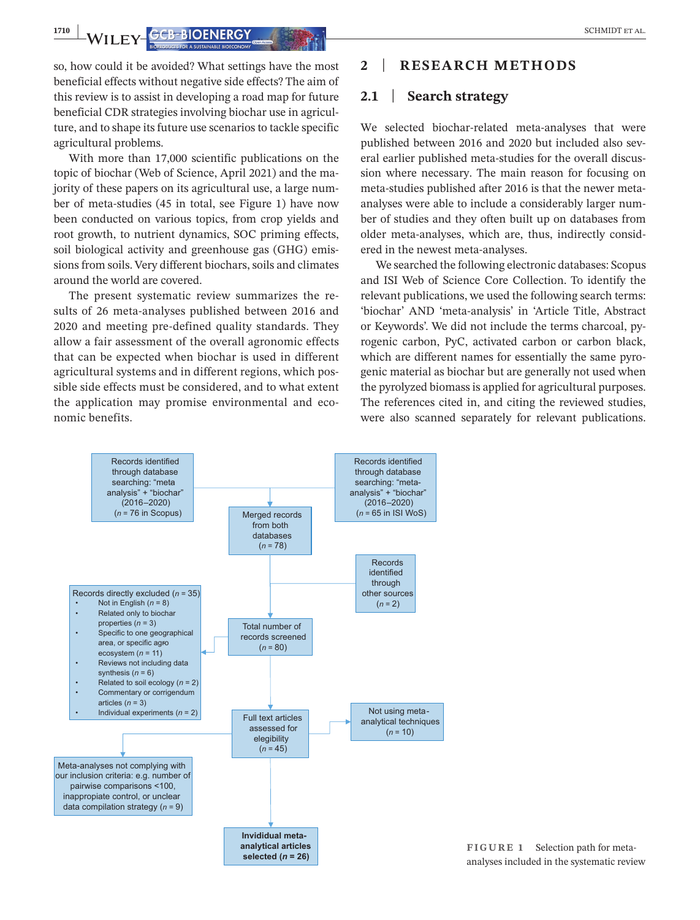so, how could it be avoided? What settings have the most beneficial effects without negative side effects? The aim of this review is to assist in developing a road map for future beneficial CDR strategies involving biochar use in agriculture, and to shape its future use scenarios to tackle specific agricultural problems.

With more than 17,000 scientific publications on the topic of biochar (Web of Science, April 2021) and the majority of these papers on its agricultural use, a large number of meta-studies (45 in total, see Figure 1) have now been conducted on various topics, from crop yields and root growth, to nutrient dynamics, SOC priming effects, soil biological activity and greenhouse gas (GHG) emissions from soils. Very different biochars, soils and climates around the world are covered.

The present systematic review summarizes the results of 26 meta-analyses published between 2016 and 2020 and meeting pre-defined quality standards. They allow a fair assessment of the overall agronomic effects that can be expected when biochar is used in different agricultural systems and in different regions, which possible side effects must be considered, and to what extent the application may promise environmental and economic benefits.

## 2 | RESEARCH METHODS

### 2.1 | Search strategy

We selected biochar-related meta-analyses that were published between 2016 and 2020 but included also several earlier published meta-studies for the overall discussion where necessary. The main reason for focusing on meta-studies published after 2016 is that the newer meta-analyses were able to include a considerably larger number of studies and they often built up on databases from older meta-analyses, which are, thus, indirectly considered in the newest meta-analyses.

We searched the following electronic databases: Scopus and ISI Web of Science Core Collection. To identify the relevant publications, we used the following search terms: 'biochar' AND 'meta-analysis' in 'Article Title, Abstract or Keywords'. We did not include the terms charcoal, pyrogenic carbon, PyC, activated carbon or carbon black, which are different names for essentially the same pyrogenic material as biochar but are generally not used when the pyrolyzed biomass is applied for agricultural purposes. The references cited in, and citing the reviewed studies, were also scanned separately for relevant publications.

Records identified through database searching: "meta analysis" + "biochar" (2016–2020) (*n* = 76 in Scopus)

Records identified through database searching: "meta-analysis" + "biochar" (2016–2020) (*n* = 65 in ISI WoS)

Merged records from both databases (*n* = 78)

Records identified through other sources (*n* = 2)

Total number of records screened (*n* = 80)

Records directly excluded (*n* = 35)
- Not in English (*n* = 8)
- Related only to biochar properties (*n* = 3)
- Specific to one geographical area, or specific agro ecosystem (*n* = 11)
- Reviews not including data synthesis (*n* = 6)
- Related to soil ecology (*n* = 2)
- Commentary or corrigendum articles (*n* = 3)
- Individual experiments (*n* = 2)

Full text articles assessed for elegibility (*n* = 45)

Not using meta-analytical techniques (*n* = 10)

Meta-analyses not complying with our inclusion criteria: e.g. number of pairwise comparisons <100, inappropiate control, or unclear data compilation strategy (*n* = 9)

**Invidiual meta-analytical articles selected (*n* = 26)**

**FIGURE 1** Selection path for meta-analyses included in the systematic review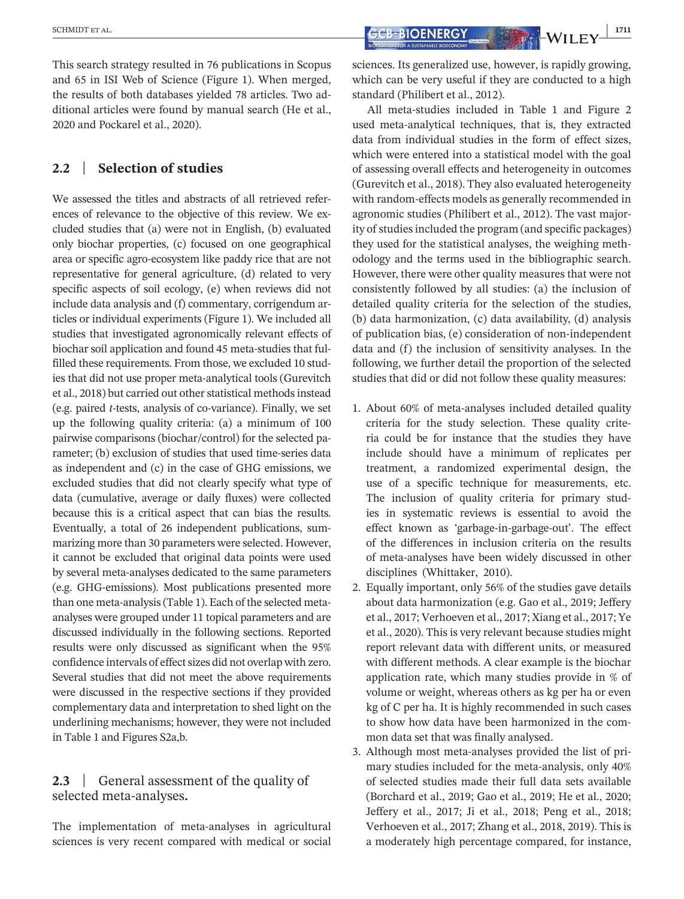This search strategy resulted in 76 publications in Scopus and 65 in ISI Web of Science (Figure 1). When merged, the results of both databases yielded 78 articles. Two additional articles were found by manual search (He et al., 2020 and Pockarel et al., 2020).

## 2.2 | Selection of studies

We assessed the titles and abstracts of all retrieved references of relevance to the objective of this review. We excluded studies that (a) were not in English, (b) evaluated only biochar properties, (c) focused on one geographical area or specific agro-ecosystem like paddy rice that are not representative for general agriculture, (d) related to very specific aspects of soil ecology, (e) when reviews did not include data analysis and (f) commentary, corrigendum articles or individual experiments (Figure 1). We included all studies that investigated agronomically relevant effects of biochar soil application and found 45 meta-studies that fulfilled these requirements. From those, we excluded 10 studies that did not use proper meta-analytical tools (Gurevitch et al., 2018) but carried out other statistical methods instead (e.g. paired *t*-tests, analysis of co-variance). Finally, we set up the following quality criteria: (a) a minimum of 100 pairwise comparisons (biochar/control) for the selected parameter; (b) exclusion of studies that used time-series data as independent and (c) in the case of GHG emissions, we excluded studies that did not clearly specify what type of data (cumulative, average or daily fluxes) were collected because this is a critical aspect that can bias the results. Eventually, a total of 26 independent publications, summarizing more than 30 parameters were selected. However, it cannot be excluded that original data points were used by several meta-analyses dedicated to the same parameters (e.g. GHG-emissions). Most publications presented more than one meta-analysis (Table 1). Each of the selected meta-analyses were grouped under 11 topical parameters and are discussed individually in the following sections. Reported results were only discussed as significant when the 95% confidence intervals of effect sizes did not overlap with zero. Several studies that did not meet the above requirements were discussed in the respective sections if they provided complementary data and interpretation to shed light on the underlining mechanisms; however, they were not included in Table 1 and Figures S2a,b.

## 2.3 | General assessment of the quality of selected meta-analyses.

The implementation of meta-analyses in agricultural sciences is very recent compared with medical or social sciences. Its generalized use, however, is rapidly growing, which can be very useful if they are conducted to a high standard (Philibert et al., 2012).

All meta-studies included in Table 1 and Figure 2 used meta-analytical techniques, that is, they extracted data from individual studies in the form of effect sizes, which were entered into a statistical model with the goal of assessing overall effects and heterogeneity in outcomes (Gurevitch et al., 2018). They also evaluated heterogeneity with random-effects models as generally recommended in agronomic studies (Philibert et al., 2012). The vast majority of studies included the program (and specific packages) they used for the statistical analyses, the weighing methodology and the terms used in the bibliographic search. However, there were other quality measures that were not consistently followed by all studies: (a) the inclusion of detailed quality criteria for the selection of the studies, (b) data harmonization, (c) data availability, (d) analysis of publication bias, (e) consideration of non-independent data and (f) the inclusion of sensitivity analyses. In the following, we further detail the proportion of the selected studies that did or did not follow these quality measures:

1. About 60% of meta-analyses included detailed quality criteria for the study selection. These quality criteria could be for instance that the studies they have include should have a minimum of replicates per treatment, a randomized experimental design, the use of a specific technique for measurements, etc. The inclusion of quality criteria for primary studies in systematic reviews is essential to avoid the effect known as 'garbage-in-garbage-out'. The effect of the differences in inclusion criteria on the results of meta-analyses have been widely discussed in other disciplines (Whittaker, 2010).
2. Equally important, only 56% of the studies gave details about data harmonization (e.g. Gao et al., 2019; Jeffery et al., 2017; Verhoeven et al., 2017; Xiang et al., 2017; Ye et al., 2020). This is very relevant because studies might report relevant data with different units, or measured with different methods. A clear example is the biochar application rate, which many studies provide in % of volume or weight, whereas others as kg per ha or even kg of C per ha. It is highly recommended in such cases to show how data have been harmonized in the common data set that was finally analysed.
3. Although most meta-analyses provided the list of primary studies included for the meta-analysis, only 40% of selected studies made their full data sets available (Borchard et al., 2019; Gao et al., 2019; He et al., 2020; Jeffery et al., 2017; Ji et al., 2018; Peng et al., 2018; Verhoeven et al., 2017; Zhang et al., 2018, 2019). This is a moderately high percentage compared, for instance,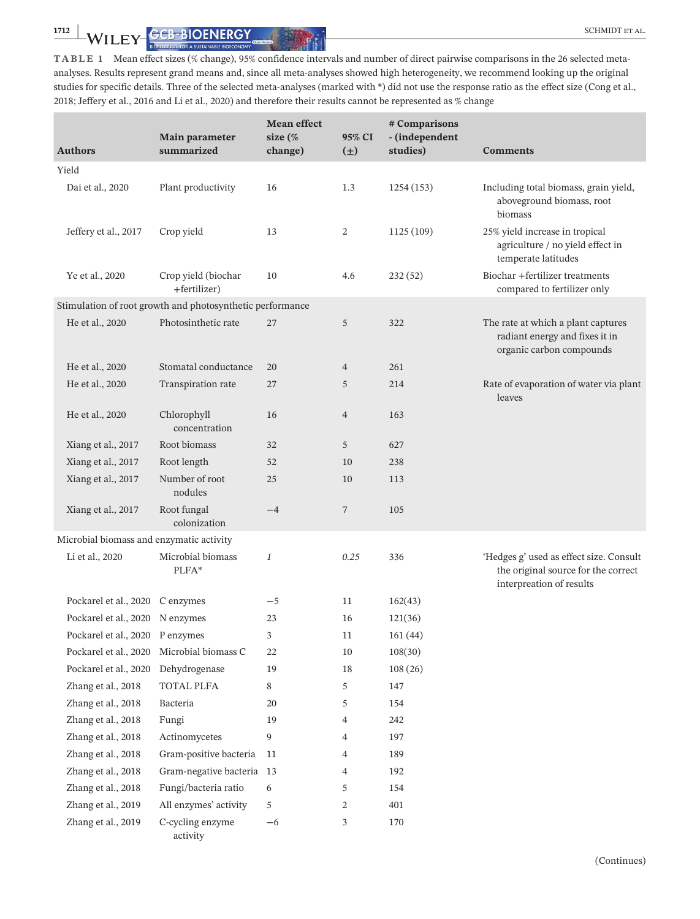**TABLE 1** Mean effect sizes (% change), 95% confidence intervals and number of direct pairwise comparisons in the 26 selected meta-analyses. Results represent grand means and, since all meta-analyses showed high heterogeneity, we recommend looking up the original studies for specific details. Three of the selected meta-analyses (marked with *) did not use the response ratio as the effect size (Cong et al., 2018; Jeffery et al., 2016 and Li et al., 2020) and therefore their results cannot be represented as % change

| Authors | Main parameter summarized | Mean effect size (% change) | 95% CI (±) | # Comparisons - (independent studies) | Comments |
|---|---|---|---|---|---|
| Yield | | | | | |
| Dai et al., 2020 | Plant productivity | 16 | 1.3 | 1254 (153) | Including total biomass, grain yield, aboveground biomass, root biomass |
| Jeffery et al., 2017 | Crop yield | 13 | 2 | 1125 (109) | 25% yield increase in tropical agriculture / no yield effect in temperate latitudes |
| Ye et al., 2020 | Crop yield (biochar +fertilizer) | 10 | 4.6 | 232 (52) | Biochar +fertilizer treatments compared to fertilizer only |
| Stimulation of root growth and photosynthetic performance | | | | | |
| He et al., 2020 | Photosinthetic rate | 27 | 5 | 322 | The rate at which a plant captures radiant energy and fixes it in organic carbon compounds |
| He et al., 2020 | Stomatal conductance | 20 | 4 | 261 | |
| He et al., 2020 | Transpiration rate | 27 | 5 | 214 | Rate of evaporation of water via plant leaves |
| He et al., 2020 | Chlorophyll concentration | 16 | 4 | 163 | |
| Xiang et al., 2017 | Root biomass | 32 | 5 | 627 | |
| Xiang et al., 2017 | Root length | 52 | 10 | 238 | |
| Xiang et al., 2017 | Number of root nodules | 25 | 10 | 113 | |
| Xiang et al., 2017 | Root fungal colonization | −4 | 7 | 105 | |
| Microbial biomass and enzymatic activity | | | | | |
| Li et al., 2020 | Microbial biomass PLFA* | *1* | *0.25* | 336 | 'Hedges g' used as effect size. Consult the original source for the correct interpretation of results |
| Pockarel et al., 2020 | C enzymes | −5 | 11 | 162(43) | |
| Pockarel et al., 2020 | N enzymes | 23 | 16 | 121(36) | |
| Pockarel et al., 2020 | P enzymes | 3 | 11 | 161 (44) | |
| Pockarel et al., 2020 | Microbial biomass C | 22 | 10 | 108(30) | |
| Pockarel et al., 2020 | Dehydrogenase | 19 | 18 | 108 (26) | |
| Zhang et al., 2018 | TOTAL PLFA | 8 | 5 | 147 | |
| Zhang et al., 2018 | Bacteria | 20 | 5 | 154 | |
| Zhang et al., 2018 | Fungi | 19 | 4 | 242 | |
| Zhang et al., 2018 | Actinomycetes | 9 | 4 | 197 | |
| Zhang et al., 2018 | Gram-positive bacteria | 11 | 4 | 189 | |
| Zhang et al., 2018 | Gram-negative bacteria | 13 | 4 | 192 | |
| Zhang et al., 2018 | Fungi/bacteria ratio | 6 | 5 | 154 | |
| Zhang et al., 2019 | All enzymes' activity | 5 | 2 | 401 | |
| Zhang et al., 2019 | C-cycling enzyme activity | −6 | 3 | 170 | |

(Continues)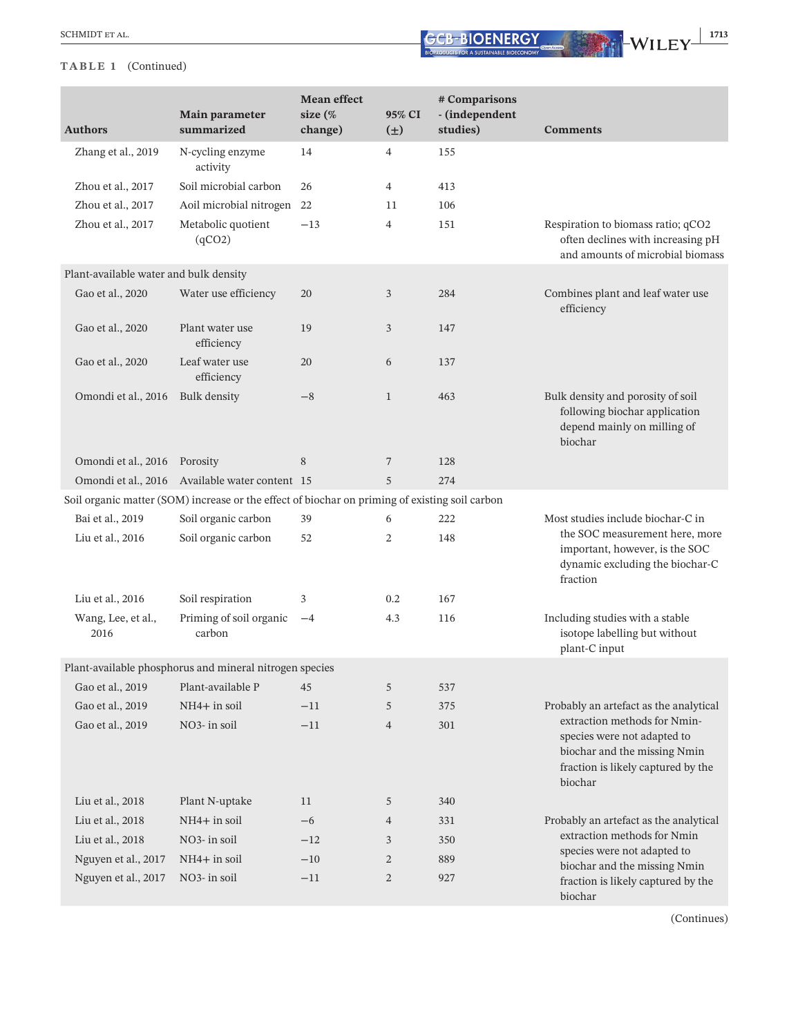**TABLE 1** (Continued)

| Authors | Main parameter summarized | Mean effect size (% change) | 95% CI (±) | # Comparisons - (independent studies) | Comments |
|---|---|---|---|---|---|
| Zhang et al., 2019 | N-cycling enzyme activity | 14 | 4 | 155 | |
| Zhou et al., 2017 | Soil microbial carbon | 26 | 4 | 413 | |
| Zhou et al., 2017 | Aoil microbial nitrogen | 22 | 11 | 106 | |
| Zhou et al., 2017 | Metabolic quotient (qCO2) | −13 | 4 | 151 | Respiration to biomass ratio; qCO2 often declines with increasing pH and amounts of microbial biomass |
| Plant-available water and bulk density | | | | | |
| Gao et al., 2020 | Water use efficiency | 20 | 3 | 284 | Combines plant and leaf water use efficiency |
| Gao et al., 2020 | Plant water use efficiency | 19 | 3 | 147 | |
| Gao et al., 2020 | Leaf water use efficiency | 20 | 6 | 137 | |
| Omondi et al., 2016 | Bulk density | −8 | 1 | 463 | Bulk density and porosity of soil following biochar application depend mainly on milling of biochar |
| Omondi et al., 2016 | Porosity | 8 | 7 | 128 | |
| Omondi et al., 2016 | Available water content | 15 | 5 | 274 | |
| Soil organic matter (SOM) increase or the effect of biochar on priming of existing soil carbon | | | | | |
| Bai et al., 2019 | Soil organic carbon | 39 | 6 | 222 | Most studies include biochar-C in the SOC measurement here, more important, however, is the SOC dynamic excluding the biochar-C fraction |
| Liu et al., 2016 | Soil organic carbon | 52 | 2 | 148 | |
| Liu et al., 2016 | Soil respiration | 3 | 0.2 | 167 | |
| Wang, Lee, et al., 2016 | Priming of soil organic carbon | −4 | 4.3 | 116 | Including studies with a stable isotope labelling but without plant-C input |
| Plant-available phosphorus and mineral nitrogen species | | | | | |
| Gao et al., 2019 | Plant-available P | 45 | 5 | 537 | |
| Gao et al., 2019 | NH4+ in soil | −11 | 5 | 375 | Probably an artefact as the analytical extraction methods for Nmin-species were not adapted to biochar and the missing Nmin fraction is likely captured by the biochar |
| Gao et al., 2019 | NO3- in soil | −11 | 4 | 301 | |
| Liu et al., 2018 | Plant N-uptake | 11 | 5 | 340 | |
| Liu et al., 2018 | NH4+ in soil | −6 | 4 | 331 | Probably an artefact as the analytical extraction methods for Nmin species were not adapted to biochar and the missing Nmin fraction is likely captured by the biochar |
| Liu et al., 2018 | NO3- in soil | −12 | 3 | 350 | |
| Nguyen et al., 2017 | NH4+ in soil | −10 | 2 | 889 | |
| Nguyen et al., 2017 | NO3- in soil | −11 | 2 | 927 | |

(Continues)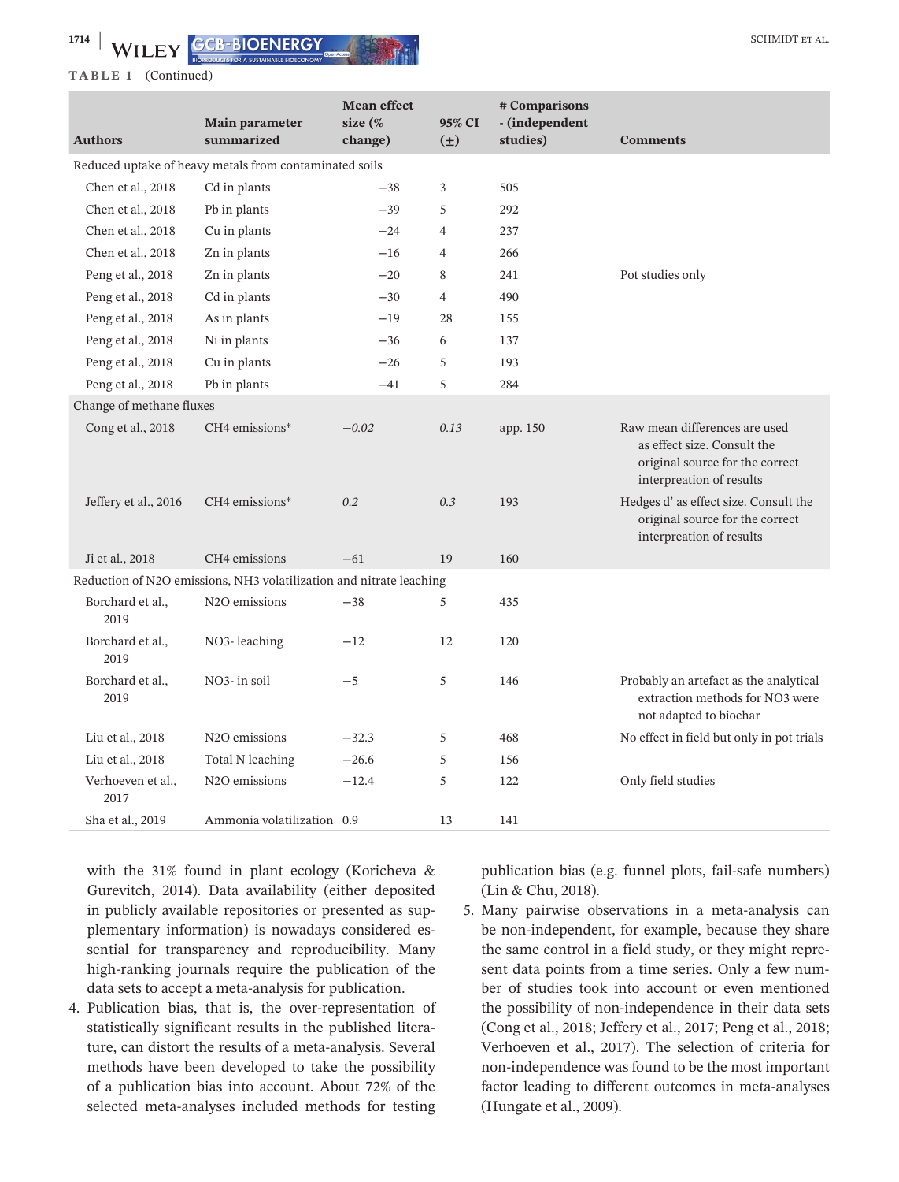**TABLE 1** (Continued)

| Authors | Main parameter summarized | Mean effect size (% change) | 95% CI (±) | # Comparisons - (independent studies) | Comments |
|---|---|---|---|---|---|
| Reduced uptake of heavy metals from contaminated soils | | | | | |
| Chen et al., 2018 | Cd in plants | −38 | 3 | 505 | |
| Chen et al., 2018 | Pb in plants | −39 | 5 | 292 | |
| Chen et al., 2018 | Cu in plants | −24 | 4 | 237 | |
| Chen et al., 2018 | Zn in plants | −16 | 4 | 266 | |
| Peng et al., 2018 | Zn in plants | −20 | 8 | 241 | Pot studies only |
| Peng et al., 2018 | Cd in plants | −30 | 4 | 490 | |
| Peng et al., 2018 | As in plants | −19 | 28 | 155 | |
| Peng et al., 2018 | Ni in plants | −36 | 6 | 137 | |
| Peng et al., 2018 | Cu in plants | −26 | 5 | 193 | |
| Peng et al., 2018 | Pb in plants | −41 | 5 | 284 | |
| Change of methane fluxes | | | | | |
| Cong et al., 2018 | CH4 emissions* | *−0.02* | *0.13* | app. 150 | Raw mean differences are used as effect size. Consult the original source for the correct interpreation of results |
| Jeffery et al., 2016 | CH4 emissions* | *0.2* | *0.3* | 193 | Hedges d' as effect size. Consult the original source for the correct interpreation of results |
| Ji et al., 2018 | CH4 emissions | −61 | 19 | 160 | |
| Reduction of N2O emissions, NH3 volatilization and nitrate leaching | | | | | |
| Borchard et al., 2019 | N2O emissions | −38 | 5 | 435 | |
| Borchard et al., 2019 | NO3- leaching | −12 | 12 | 120 | |
| Borchard et al., 2019 | NO3- in soil | −5 | 5 | 146 | Probably an artefact as the analytical extraction methods for NO3 were not adapted to biochar |
| Liu et al., 2018 | N2O emissions | −32.3 | 5 | 468 | No effect in field but only in pot trials |
| Liu et al., 2018 | Total N leaching | −26.6 | 5 | 156 | |
| Verhoeven et al., 2017 | N2O emissions | −12.4 | 5 | 122 | Only field studies |
| Sha et al., 2019 | Ammonia volatilization | 0.9 | 13 | 141 | |

with the 31% found in plant ecology (Koricheva & Gurevitch, 2014). Data availability (either deposited in publicly available repositories or presented as supplementary information) is nowadays considered essential for transparency and reproducibility. Many high-ranking journals require the publication of the data sets to accept a meta-analysis for publication.

4. Publication bias, that is, the over-representation of statistically significant results in the published literature, can distort the results of a meta-analysis. Several methods have been developed to take the possibility of a publication bias into account. About 72% of the selected meta-analyses included methods for testing publication bias (e.g. funnel plots, fail-safe numbers) (Lin & Chu, 2018).
5. Many pairwise observations in a meta-analysis can be non-independent, for example, because they share the same control in a field study, or they might represent data points from a time series. Only a few number of studies took into account or even mentioned the possibility of non-independence in their data sets (Cong et al., 2018; Jeffery et al., 2017; Peng et al., 2018; Verhoeven et al., 2017). The selection of criteria for non-independence was found to be the most important factor leading to different outcomes in meta-analyses (Hungate et al., 2009).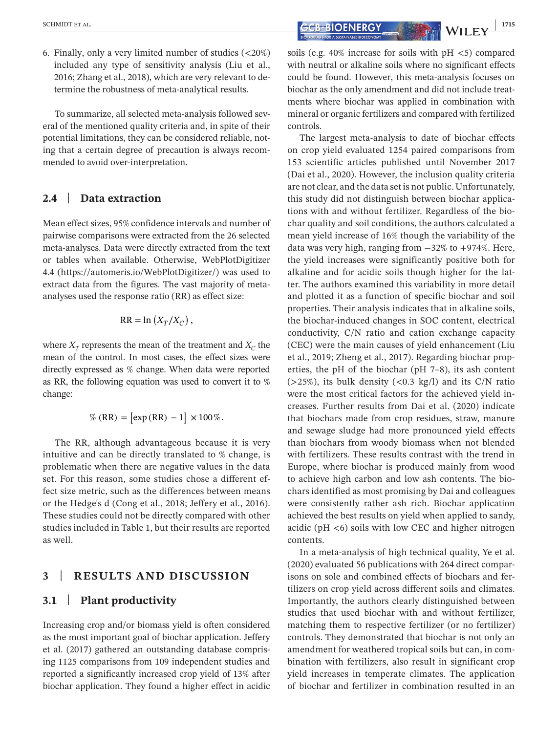6. Finally, only a very limited number of studies (<20%) included any type of sensitivity analysis (Liu et al., 2016; Zhang et al., 2018), which are very relevant to determine the robustness of meta-analytical results.

To summarize, all selected meta-analysis followed several of the mentioned quality criteria and, in spite of their potential limitations, they can be considered reliable, noting that a certain degree of precaution is always recommended to avoid over-interpretation.

### 2.4 | Data extraction

Mean effect sizes, 95% confidence intervals and number of pairwise comparisons were extracted from the 26 selected meta-analyses. Data were directly extracted from the text or tables when available. Otherwise, WebPlotDigitizer 4.4 (https://automeris.io/WebPlotDigitizer/) was used to extract data from the figures. The vast majority of meta-analyses used the response ratio (RR) as effect size:

$$\mathrm{RR} = \ln\left(X_T / X_C\right),$$

where $X_T$ represents the mean of the treatment and $X_C$ the mean of the control. In most cases, the effect sizes were directly expressed as % change. When data were reported as RR, the following equation was used to convert it to % change:

$$\%\,(\mathrm{RR}) = \left[\exp\left(\mathrm{RR}\right) - 1\right] \times 100\%.$$

The RR, although advantageous because it is very intuitive and can be directly translated to % change, is problematic when there are negative values in the data set. For this reason, some studies chose a different effect size metric, such as the differences between means or the Hedge's d (Cong et al., 2018; Jeffery et al., 2016). These studies could not be directly compared with other studies included in Table 1, but their results are reported as well.

## 3 | RESULTS AND DISCUSSION

### 3.1 | Plant productivity

Increasing crop and/or biomass yield is often considered as the most important goal of biochar application. Jeffery et al. (2017) gathered an outstanding database comprising 1125 comparisons from 109 independent studies and reported a significantly increased crop yield of 13% after biochar application. They found a higher effect in acidic soils (e.g. 40% increase for soils with pH <5) compared with neutral or alkaline soils where no significant effects could be found. However, this meta-analysis focuses on biochar as the only amendment and did not include treatments where biochar was applied in combination with mineral or organic fertilizers and compared with fertilized controls.

The largest meta-analysis to date of biochar effects on crop yield evaluated 1254 paired comparisons from 153 scientific articles published until November 2017 (Dai et al., 2020). However, the inclusion quality criteria are not clear, and the data set is not public. Unfortunately, this study did not distinguish between biochar applications with and without fertilizer. Regardless of the biochar quality and soil conditions, the authors calculated a mean yield increase of 16% though the variability of the data was very high, ranging from −32% to +974%. Here, the yield increases were significantly positive both for alkaline and for acidic soils though higher for the latter. The authors examined this variability in more detail and plotted it as a function of specific biochar and soil properties. Their analysis indicates that in alkaline soils, the biochar-induced changes in SOC content, electrical conductivity, C/N ratio and cation exchange capacity (CEC) were the main causes of yield enhancement (Liu et al., 2019; Zheng et al., 2017). Regarding biochar properties, the pH of the biochar (pH 7–8), its ash content (>25%), its bulk density (<0.3 kg/l) and its C/N ratio were the most critical factors for the achieved yield increases. Further results from Dai et al. (2020) indicate that biochars made from crop residues, straw, manure and sewage sludge had more pronounced yield effects than biochars from woody biomass when not blended with fertilizers. These results contrast with the trend in Europe, where biochar is produced mainly from wood to achieve high carbon and low ash contents. The biochars identified as most promising by Dai and colleagues were consistently rather ash rich. Biochar application achieved the best results on yield when applied to sandy, acidic (pH <6) soils with low CEC and higher nitrogen contents.

In a meta-analysis of high technical quality, Ye et al. (2020) evaluated 56 publications with 264 direct comparisons on sole and combined effects of biochars and fertilizers on crop yield across different soils and climates. Importantly, the authors clearly distinguished between studies that used biochar with and without fertilizer, matching them to respective fertilizer (or no fertilizer) controls. They demonstrated that biochar is not only an amendment for weathered tropical soils but can, in combination with fertilizers, also result in significant crop yield increases in temperate climates. The application of biochar and fertilizer in combination resulted in an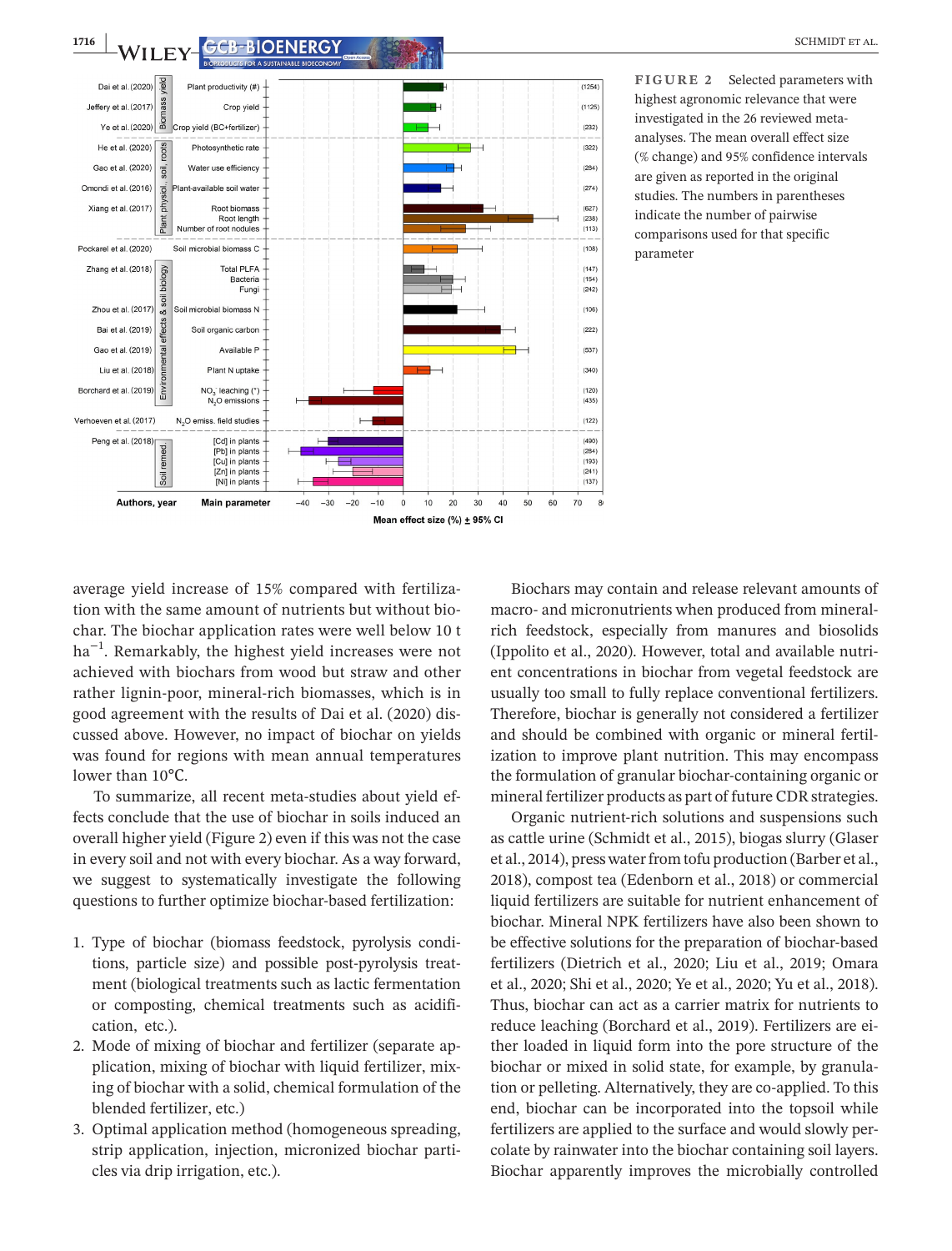Authors, year
Main parameter
Mean effect size (%) ± 95% CI

Biomass yield
Dai et al. (2020) Plant productivity (#) (1254)
Jeffery et al. (2017) Crop yield (1125)
Ye et al. (2020) Crop yield (BC+fertilizer) (232)

Plant physiol., soil, roots
He et al. (2020) Photosynthetic rate (322)
Gao et al. (2020) Water use efficiency (284)
Omondi et al. (2016) Plant-available soil water (274)
Xiang et al. (2017) Root biomass (627)
Root length (238)
Number of root nodules (113)

Environmental effects & soil biology
Pockarel et al. (2020) Soil microbial biomass C (108)
Zhang et al. (2018) Total PLFA (147)
Bacteria (154)
Fungi (242)
Zhou et al. (2017) Soil microbial biomass N (106)
Bai et al. (2019) Soil organic carbon (222)
Gao et al. (2019) Available P (537)
Liu et al. (2018) Plant N uptake (340)
Borchard et al. (2019) $NO_3^-$ leaching (*) (120)
$N_2O$ emissions (435)
Verhoeven et al. (2017) $N_2O$ emiss. field studies (122)

Soil remed.
Peng et al. (2018) [Cd] in plants (490)
[Pb] in plants (284)
[Cu] in plants (193)
[Zn] in plants (241)
[Ni] in plants (137)

−40 −30 −20 −10 0 10 20 30 40 50 60 70 80

**FIGURE 2** Selected parameters with highest agronomic relevance that were investigated in the 26 reviewed meta-analyses. The mean overall effect size (% change) and 95% confidence intervals are given as reported in the original studies. The numbers in parentheses indicate the number of pairwise comparisons used for that specific parameter

average yield increase of 15% compared with fertilization with the same amount of nutrients but without biochar. The biochar application rates were well below 10 t $ha^{-1}$. Remarkably, the highest yield increases were not achieved with biochars from wood but straw and other rather lignin-poor, mineral-rich biomasses, which is in good agreement with the results of Dai et al. (2020) discussed above. However, no impact of biochar on yields was found for regions with mean annual temperatures lower than 10°C.

To summarize, all recent meta-studies about yield effects conclude that the use of biochar in soils induced an overall higher yield (Figure 2) even if this was not the case in every soil and not with every biochar. As a way forward, we suggest to systematically investigate the following questions to further optimize biochar-based fertilization:

1. Type of biochar (biomass feedstock, pyrolysis conditions, particle size) and possible post-pyrolysis treatment (biological treatments such as lactic fermentation or composting, chemical treatments such as acidification, etc.).
2. Mode of mixing of biochar and fertilizer (separate application, mixing of biochar with liquid fertilizer, mixing of biochar with a solid, chemical formulation of the blended fertilizer, etc.)
3. Optimal application method (homogeneous spreading, strip application, injection, micronized biochar particles via drip irrigation, etc.).

Biochars may contain and release relevant amounts of macro- and micronutrients when produced from mineral-rich feedstock, especially from manures and biosolids (Ippolito et al., 2020). However, total and available nutrient concentrations in biochar from vegetal feedstock are usually too small to fully replace conventional fertilizers. Therefore, biochar is generally not considered a fertilizer and should be combined with organic or mineral fertilization to improve plant nutrition. This may encompass the formulation of granular biochar-containing organic or mineral fertilizer products as part of future CDR strategies.

Organic nutrient-rich solutions and suspensions such as cattle urine (Schmidt et al., 2015), biogas slurry (Glaser et al., 2014), press water from tofu production (Barber et al., 2018), compost tea (Edenborn et al., 2018) or commercial liquid fertilizers are suitable for nutrient enhancement of biochar. Mineral NPK fertilizers have also been shown to be effective solutions for the preparation of biochar-based fertilizers (Dietrich et al., 2020; Liu et al., 2019; Omara et al., 2020; Shi et al., 2020; Ye et al., 2020; Yu et al., 2018). Thus, biochar can act as a carrier matrix for nutrients to reduce leaching (Borchard et al., 2019). Fertilizers are either loaded in liquid form into the pore structure of the biochar or mixed in solid state, for example, by granulation or pelleting. Alternatively, they are co-applied. To this end, biochar can be incorporated into the topsoil while fertilizers are applied to the surface and would slowly percolate by rainwater into the biochar containing soil layers. Biochar apparently improves the microbially controlled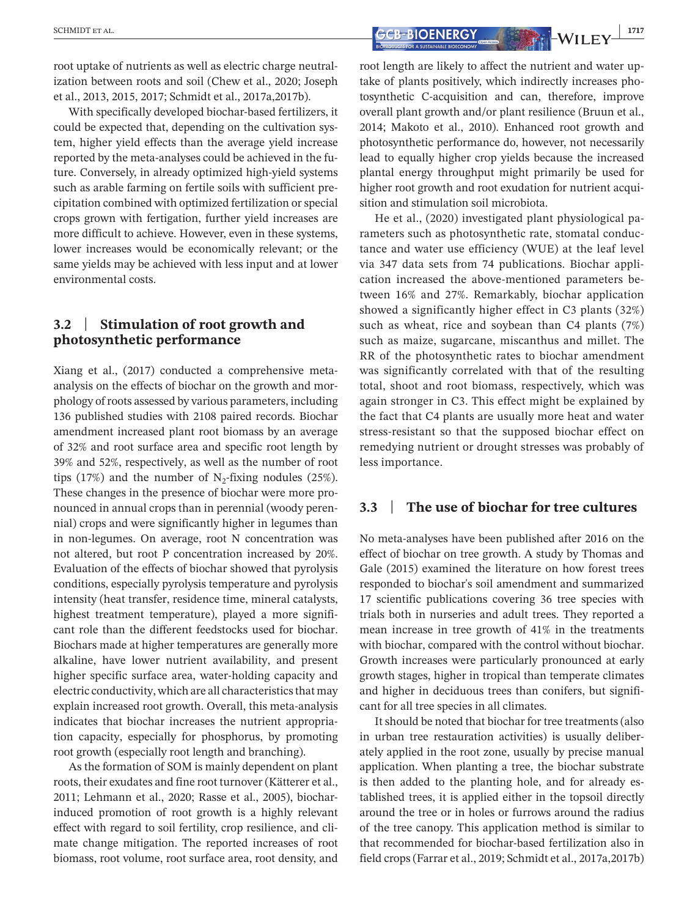root uptake of nutrients as well as electric charge neutralization between roots and soil (Chew et al., 2020; Joseph et al., 2013, 2015, 2017; Schmidt et al., 2017a,2017b).

With specifically developed biochar-based fertilizers, it could be expected that, depending on the cultivation system, higher yield effects than the average yield increase reported by the meta-analyses could be achieved in the future. Conversely, in already optimized high-yield systems such as arable farming on fertile soils with sufficient precipitation combined with optimized fertilization or special crops grown with fertigation, further yield increases are more difficult to achieve. However, even in these systems, lower increases would be economically relevant; or the same yields may be achieved with less input and at lower environmental costs.

### 3.2 | Stimulation of root growth and photosynthetic performance

Xiang et al., (2017) conducted a comprehensive meta-analysis on the effects of biochar on the growth and morphology of roots assessed by various parameters, including 136 published studies with 2108 paired records. Biochar amendment increased plant root biomass by an average of 32% and root surface area and specific root length by 39% and 52%, respectively, as well as the number of root tips (17%) and the number of $N_2$-fixing nodules (25%). These changes in the presence of biochar were more pronounced in annual crops than in perennial (woody perennial) crops and were significantly higher in legumes than in non-legumes. On average, root N concentration was not altered, but root P concentration increased by 20%. Evaluation of the effects of biochar showed that pyrolysis conditions, especially pyrolysis temperature and pyrolysis intensity (heat transfer, residence time, mineral catalysts, highest treatment temperature), played a more significant role than the different feedstocks used for biochar. Biochars made at higher temperatures are generally more alkaline, have lower nutrient availability, and present higher specific surface area, water-holding capacity and electric conductivity, which are all characteristics that may explain increased root growth. Overall, this meta-analysis indicates that biochar increases the nutrient appropriation capacity, especially for phosphorus, by promoting root growth (especially root length and branching).

As the formation of SOM is mainly dependent on plant roots, their exudates and fine root turnover (Kätterer et al., 2011; Lehmann et al., 2020; Rasse et al., 2005), biochar-induced promotion of root growth is a highly relevant effect with regard to soil fertility, crop resilience, and climate change mitigation. The reported increases of root biomass, root volume, root surface area, root density, and root length are likely to affect the nutrient and water uptake of plants positively, which indirectly increases photosynthetic C-acquisition and can, therefore, improve overall plant growth and/or plant resilience (Bruun et al., 2014; Makoto et al., 2010). Enhanced root growth and photosynthetic performance do, however, not necessarily lead to equally higher crop yields because the increased plantal energy throughput might primarily be used for higher root growth and root exudation for nutrient acquisition and stimulation soil microbiota.

He et al., (2020) investigated plant physiological parameters such as photosynthetic rate, stomatal conductance and water use efficiency (WUE) at the leaf level via 347 data sets from 74 publications. Biochar application increased the above-mentioned parameters between 16% and 27%. Remarkably, biochar application showed a significantly higher effect in C3 plants (32%) such as wheat, rice and soybean than C4 plants (7%) such as maize, sugarcane, miscanthus and millet. The RR of the photosynthetic rates to biochar amendment was significantly correlated with that of the resulting total, shoot and root biomass, respectively, which was again stronger in C3. This effect might be explained by the fact that C4 plants are usually more heat and water stress-resistant so that the supposed biochar effect on remedying nutrient or drought stresses was probably of less importance.

### 3.3 | The use of biochar for tree cultures

No meta-analyses have been published after 2016 on the effect of biochar on tree growth. A study by Thomas and Gale (2015) examined the literature on how forest trees responded to biochar's soil amendment and summarized 17 scientific publications covering 36 tree species with trials both in nurseries and adult trees. They reported a mean increase in tree growth of 41% in the treatments with biochar, compared with the control without biochar. Growth increases were particularly pronounced at early growth stages, higher in tropical than temperate climates and higher in deciduous trees than conifers, but significant for all tree species in all climates.

It should be noted that biochar for tree treatments (also in urban tree restauration activities) is usually deliberately applied in the root zone, usually by precise manual application. When planting a tree, the biochar substrate is then added to the planting hole, and for already established trees, it is applied either in the topsoil directly around the tree or in holes or furrows around the radius of the tree canopy. This application method is similar to that recommended for biochar-based fertilization also in field crops (Farrar et al., 2019; Schmidt et al., 2017a,2017b)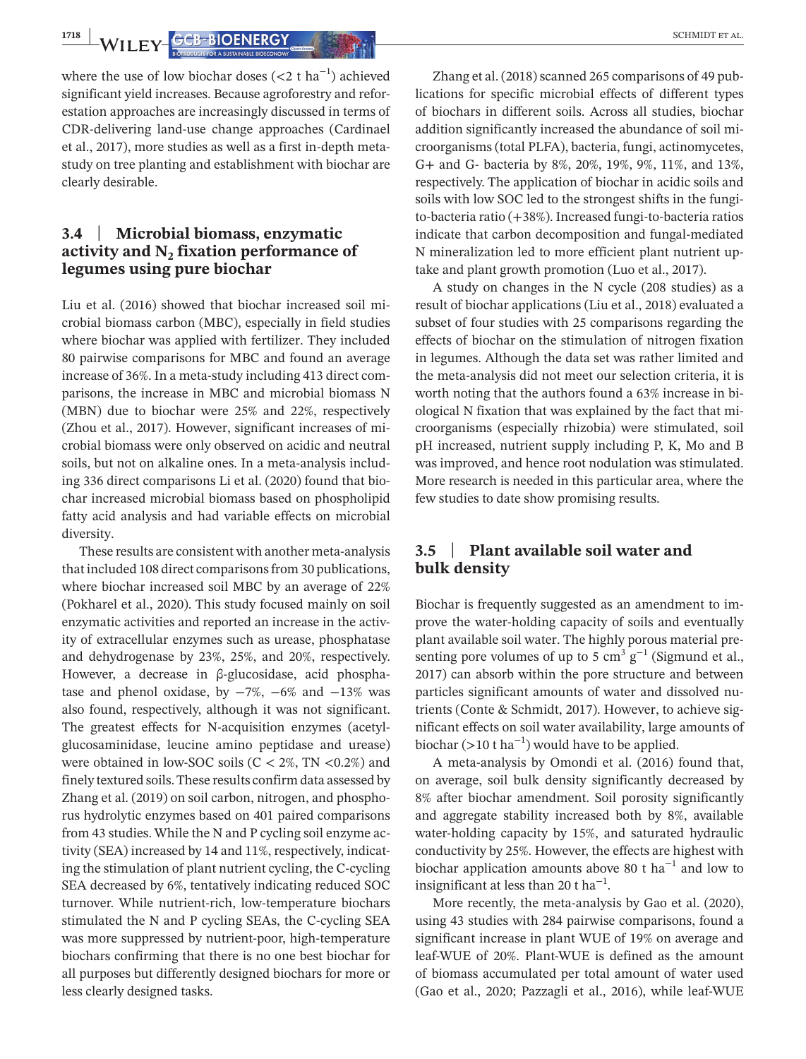where the use of low biochar doses (<2 t $ha^{-1}$) achieved significant yield increases. Because agroforestry and reforestation approaches are increasingly discussed in terms of CDR-delivering land-use change approaches (Cardinael et al., 2017), more studies as well as a first in-depth meta-study on tree planting and establishment with biochar are clearly desirable.

### 3.4 | Microbial biomass, enzymatic activity and $N_2$ fixation performance of legumes using pure biochar

Liu et al. (2016) showed that biochar increased soil microbial biomass carbon (MBC), especially in field studies where biochar was applied with fertilizer. They included 80 pairwise comparisons for MBC and found an average increase of 36%. In a meta-study including 413 direct comparisons, the increase in MBC and microbial biomass N (MBN) due to biochar were 25% and 22%, respectively (Zhou et al., 2017). However, significant increases of microbial biomass were only observed on acidic and neutral soils, but not on alkaline ones. In a meta-analysis including 336 direct comparisons Li et al. (2020) found that biochar increased microbial biomass based on phospholipid fatty acid analysis and had variable effects on microbial diversity.

These results are consistent with another meta-analysis that included 108 direct comparisons from 30 publications, where biochar increased soil MBC by an average of 22% (Pokharel et al., 2020). This study focused mainly on soil enzymatic activities and reported an increase in the activity of extracellular enzymes such as urease, phosphatase and dehydrogenase by 23%, 25%, and 20%, respectively. However, a decrease in β-glucosidase, acid phosphatase and phenol oxidase, by −7%, −6% and −13% was also found, respectively, although it was not significant. The greatest effects for N-acquisition enzymes (acetyl-glucosaminidase, leucine amino peptidase and urease) were obtained in low-SOC soils (C < 2%, TN <0.2%) and finely textured soils. These results confirm data assessed by Zhang et al. (2019) on soil carbon, nitrogen, and phosphorus hydrolytic enzymes based on 401 paired comparisons from 43 studies. While the N and P cycling soil enzyme activity (SEA) increased by 14 and 11%, respectively, indicating the stimulation of plant nutrient cycling, the C-cycling SEA decreased by 6%, tentatively indicating reduced SOC turnover. While nutrient-rich, low-temperature biochars stimulated the N and P cycling SEAs, the C-cycling SEA was more suppressed by nutrient-poor, high-temperature biochars confirming that there is no one best biochar for all purposes but differently designed biochars for more or less clearly designed tasks.

Zhang et al. (2018) scanned 265 comparisons of 49 publications for specific microbial effects of different types of biochars in different soils. Across all studies, biochar addition significantly increased the abundance of soil microorganisms (total PLFA), bacteria, fungi, actinomycetes, G+ and G- bacteria by 8%, 20%, 19%, 9%, 11%, and 13%, respectively. The application of biochar in acidic soils and soils with low SOC led to the strongest shifts in the fungi-to-bacteria ratio (+38%). Increased fungi-to-bacteria ratios indicate that carbon decomposition and fungal-mediated N mineralization led to more efficient plant nutrient uptake and plant growth promotion (Luo et al., 2017).

A study on changes in the N cycle (208 studies) as a result of biochar applications (Liu et al., 2018) evaluated a subset of four studies with 25 comparisons regarding the effects of biochar on the stimulation of nitrogen fixation in legumes. Although the data set was rather limited and the meta-analysis did not meet our selection criteria, it is worth noting that the authors found a 63% increase in biological N fixation that was explained by the fact that microorganisms (especially rhizobia) were stimulated, soil pH increased, nutrient supply including P, K, Mo and B was improved, and hence root nodulation was stimulated. More research is needed in this particular area, where the few studies to date show promising results.

### 3.5 | Plant available soil water and bulk density

Biochar is frequently suggested as an amendment to improve the water-holding capacity of soils and eventually plant available soil water. The highly porous material presenting pore volumes of up to 5 $cm^3$ $g^{-1}$ (Sigmund et al., 2017) can absorb within the pore structure and between particles significant amounts of water and dissolved nutrients (Conte & Schmidt, 2017). However, to achieve significant effects on soil water availability, large amounts of biochar (>10 t $ha^{-1}$) would have to be applied.

A meta-analysis by Omondi et al. (2016) found that, on average, soil bulk density significantly decreased by 8% after biochar amendment. Soil porosity significantly and aggregate stability increased both by 8%, available water-holding capacity by 15%, and saturated hydraulic conductivity by 25%. However, the effects are highest with biochar application amounts above 80 t $ha^{-1}$ and low to insignificant at less than 20 t $ha^{-1}$.

More recently, the meta-analysis by Gao et al. (2020), using 43 studies with 284 pairwise comparisons, found a significant increase in plant WUE of 19% on average and leaf-WUE of 20%. Plant-WUE is defined as the amount of biomass accumulated per total amount of water used (Gao et al., 2020; Pazzagli et al., 2016), while leaf-WUE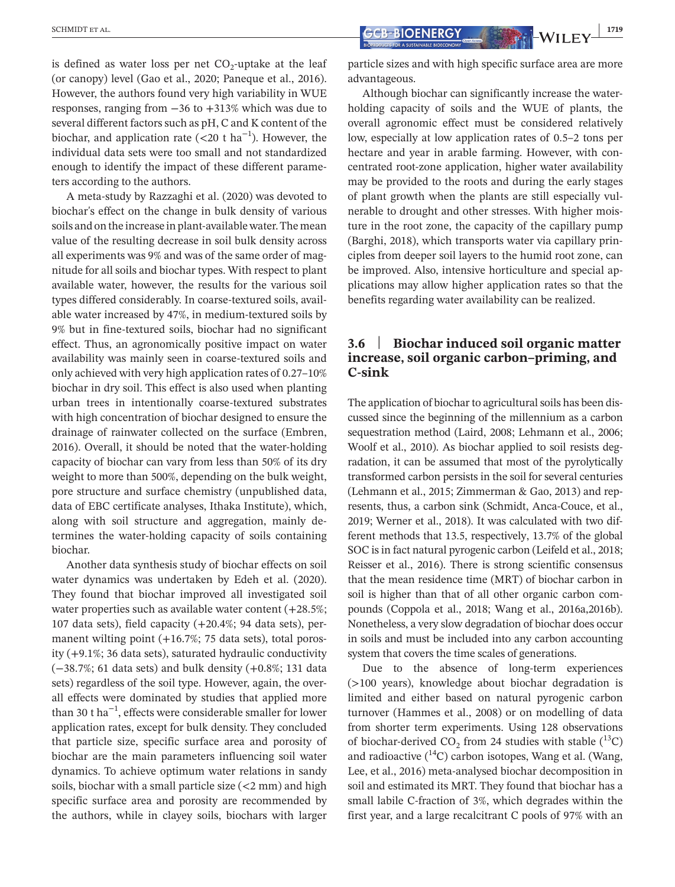is defined as water loss per net $CO_2$-uptake at the leaf (or canopy) level (Gao et al., 2020; Paneque et al., 2016). However, the authors found very high variability in WUE responses, ranging from −36 to +313% which was due to several different factors such as pH, C and K content of the biochar, and application rate (<20 t $ha^{-1}$). However, the individual data sets were too small and not standardized enough to identify the impact of these different parameters according to the authors.

A meta-study by Razzaghi et al. (2020) was devoted to biochar's effect on the change in bulk density of various soils and on the increase in plant-available water. The mean value of the resulting decrease in soil bulk density across all experiments was 9% and was of the same order of magnitude for all soils and biochar types. With respect to plant available water, however, the results for the various soil types differed considerably. In coarse-textured soils, available water increased by 47%, in medium-textured soils by 9% but in fine-textured soils, biochar had no significant effect. Thus, an agronomically positive impact on water availability was mainly seen in coarse-textured soils and only achieved with very high application rates of 0.27–10% biochar in dry soil. This effect is also used when planting urban trees in intentionally coarse-textured substrates with high concentration of biochar designed to ensure the drainage of rainwater collected on the surface (Embren, 2016). Overall, it should be noted that the water-holding capacity of biochar can vary from less than 50% of its dry weight to more than 500%, depending on the bulk weight, pore structure and surface chemistry (unpublished data, data of EBC certificate analyses, Ithaka Institute), which, along with soil structure and aggregation, mainly determines the water-holding capacity of soils containing biochar.

Another data synthesis study of biochar effects on soil water dynamics was undertaken by Edeh et al. (2020). They found that biochar improved all investigated soil water properties such as available water content (+28.5%; 107 data sets), field capacity (+20.4%; 94 data sets), permanent wilting point (+16.7%; 75 data sets), total porosity (+9.1%; 36 data sets), saturated hydraulic conductivity (−38.7%; 61 data sets) and bulk density (+0.8%; 131 data sets) regardless of the soil type. However, again, the overall effects were dominated by studies that applied more than 30 t $ha^{-1}$, effects were considerable smaller for lower application rates, except for bulk density. They concluded that particle size, specific surface area and porosity of biochar are the main parameters influencing soil water dynamics. To achieve optimum water relations in sandy soils, biochar with a small particle size (<2 mm) and high specific surface area and porosity are recommended by the authors, while in clayey soils, biochars with larger particle sizes and with high specific surface area are more advantageous.

Although biochar can significantly increase the water-holding capacity of soils and the WUE of plants, the overall agronomic effect must be considered relatively low, especially at low application rates of 0.5–2 tons per hectare and year in arable farming. However, with concentrated root-zone application, higher water availability may be provided to the roots and during the early stages of plant growth when the plants are still especially vulnerable to drought and other stresses. With higher moisture in the root zone, the capacity of the capillary pump (Barghi, 2018), which transports water via capillary principles from deeper soil layers to the humid root zone, can be improved. Also, intensive horticulture and special applications may allow higher application rates so that the benefits regarding water availability can be realized.

### 3.6 | Biochar induced soil organic matter increase, soil organic carbon–priming, and C-sink

The application of biochar to agricultural soils has been discussed since the beginning of the millennium as a carbon sequestration method (Laird, 2008; Lehmann et al., 2006; Woolf et al., 2010). As biochar applied to soil resists degradation, it can be assumed that most of the pyrolytically transformed carbon persists in the soil for several centuries (Lehmann et al., 2015; Zimmerman & Gao, 2013) and represents, thus, a carbon sink (Schmidt, Anca-Couce, et al., 2019; Werner et al., 2018). It was calculated with two different methods that 13.5, respectively, 13.7% of the global SOC is in fact natural pyrogenic carbon (Leifeld et al., 2018; Reisser et al., 2016). There is strong scientific consensus that the mean residence time (MRT) of biochar carbon in soil is higher than that of all other organic carbon compounds (Coppola et al., 2018; Wang et al., 2016a,2016b). Nonetheless, a very slow degradation of biochar does occur in soils and must be included into any carbon accounting system that covers the time scales of generations.

Due to the absence of long-term experiences (>100 years), knowledge about biochar degradation is limited and either based on natural pyrogenic carbon turnover (Hammes et al., 2008) or on modelling of data from shorter term experiments. Using 128 observations of biochar-derived $CO_2$ from 24 studies with stable ($^{13}C$) and radioactive ($^{14}C$) carbon isotopes, Wang et al. (Wang, Lee, et al., 2016) meta-analysed biochar decomposition in soil and estimated its MRT. They found that biochar has a small labile C-fraction of 3%, which degrades within the first year, and a large recalcitrant C pools of 97% with an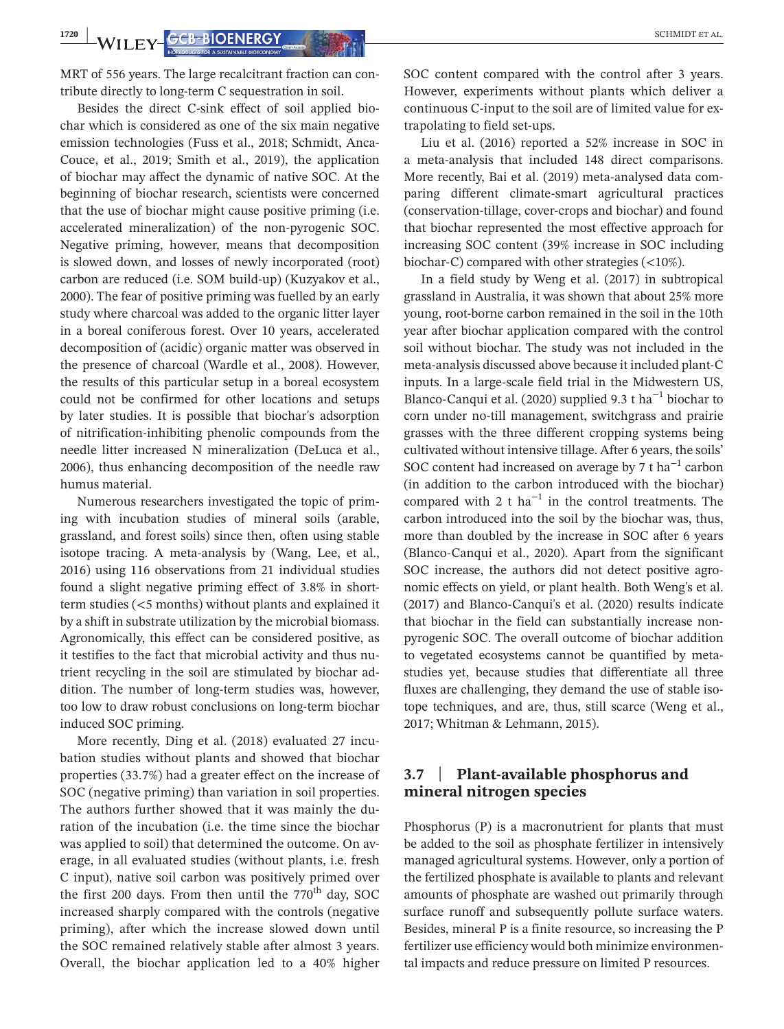MRT of 556 years. The large recalcitrant fraction can contribute directly to long-term C sequestration in soil.

Besides the direct C-sink effect of soil applied biochar which is considered as one of the six main negative emission technologies (Fuss et al., 2018; Schmidt, Anca-Couce, et al., 2019; Smith et al., 2019), the application of biochar may affect the dynamic of native SOC. At the beginning of biochar research, scientists were concerned that the use of biochar might cause positive priming (i.e. accelerated mineralization) of the non-pyrogenic SOC. Negative priming, however, means that decomposition is slowed down, and losses of newly incorporated (root) carbon are reduced (i.e. SOM build-up) (Kuzyakov et al., 2000). The fear of positive priming was fuelled by an early study where charcoal was added to the organic litter layer in a boreal coniferous forest. Over 10 years, accelerated decomposition of (acidic) organic matter was observed in the presence of charcoal (Wardle et al., 2008). However, the results of this particular setup in a boreal ecosystem could not be confirmed for other locations and setups by later studies. It is possible that biochar's adsorption of nitrification-inhibiting phenolic compounds from the needle litter increased N mineralization (DeLuca et al., 2006), thus enhancing decomposition of the needle raw humus material.

Numerous researchers investigated the topic of priming with incubation studies of mineral soils (arable, grassland, and forest soils) since then, often using stable isotope tracing. A meta-analysis by (Wang, Lee, et al., 2016) using 116 observations from 21 individual studies found a slight negative priming effect of 3.8% in short-term studies (<5 months) without plants and explained it by a shift in substrate utilization by the microbial biomass. Agronomically, this effect can be considered positive, as it testifies to the fact that microbial activity and thus nutrient recycling in the soil are stimulated by biochar addition. The number of long-term studies was, however, too low to draw robust conclusions on long-term biochar induced SOC priming.

More recently, Ding et al. (2018) evaluated 27 incubation studies without plants and showed that biochar properties (33.7%) had a greater effect on the increase of SOC (negative priming) than variation in soil properties. The authors further showed that it was mainly the duration of the incubation (i.e. the time since the biochar was applied to soil) that determined the outcome. On average, in all evaluated studies (without plants, i.e. fresh C input), native soil carbon was positively primed over the first 200 days. From then until the 770th day, SOC increased sharply compared with the controls (negative priming), after which the increase slowed down until the SOC remained relatively stable after almost 3 years. Overall, the biochar application led to a 40% higher SOC content compared with the control after 3 years. However, experiments without plants which deliver a continuous C-input to the soil are of limited value for extrapolating to field set-ups.

Liu et al. (2016) reported a 52% increase in SOC in a meta-analysis that included 148 direct comparisons. More recently, Bai et al. (2019) meta-analysed data comparing different climate-smart agricultural practices (conservation-tillage, cover-crops and biochar) and found that biochar represented the most effective approach for increasing SOC content (39% increase in SOC including biochar-C) compared with other strategies (<10%).

In a field study by Weng et al. (2017) in subtropical grassland in Australia, it was shown that about 25% more young, root-borne carbon remained in the soil in the 10th year after biochar application compared with the control soil without biochar. The study was not included in the meta-analysis discussed above because it included plant-C inputs. In a large-scale field trial in the Midwestern US, Blanco-Canqui et al. (2020) supplied 9.3 t ha$^{-1}$ biochar to corn under no-till management, switchgrass and prairie grasses with the three different cropping systems being cultivated without intensive tillage. After 6 years, the soils' SOC content had increased on average by 7 t ha$^{-1}$ carbon (in addition to the carbon introduced with the biochar) compared with 2 t ha$^{-1}$ in the control treatments. The carbon introduced into the soil by the biochar was, thus, more than doubled by the increase in SOC after 6 years (Blanco-Canqui et al., 2020). Apart from the significant SOC increase, the authors did not detect positive agronomic effects on yield, or plant health. Both Weng's et al. (2017) and Blanco-Canqui's et al. (2020) results indicate that biochar in the field can substantially increase non-pyrogenic SOC. The overall outcome of biochar addition to vegetated ecosystems cannot be quantified by meta-studies yet, because studies that differentiate all three fluxes are challenging, they demand the use of stable isotope techniques, and are, thus, still scarce (Weng et al., 2017; Whitman & Lehmann, 2015).

### 3.7 | Plant-available phosphorus and mineral nitrogen species

Phosphorus (P) is a macronutrient for plants that must be added to the soil as phosphate fertilizer in intensively managed agricultural systems. However, only a portion of the fertilized phosphate is available to plants and relevant amounts of phosphate are washed out primarily through surface runoff and subsequently pollute surface waters. Besides, mineral P is a finite resource, so increasing the P fertilizer use efficiency would both minimize environmental impacts and reduce pressure on limited P resources.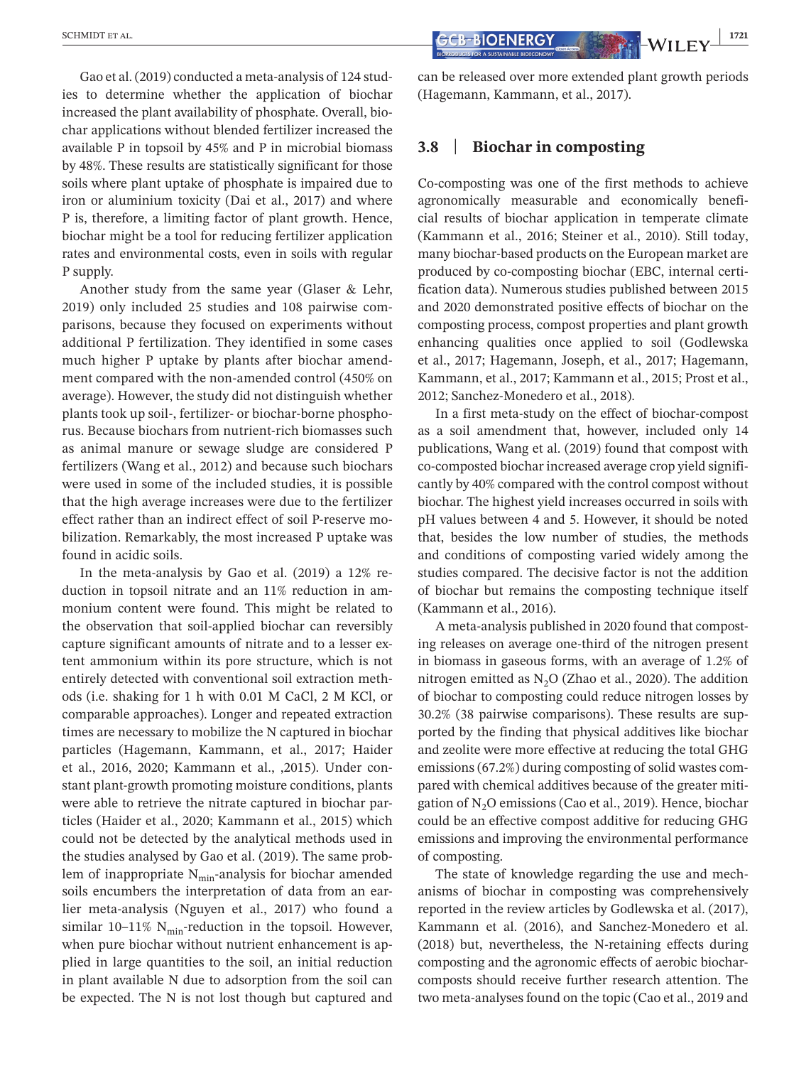Gao et al. (2019) conducted a meta-analysis of 124 studies to determine whether the application of biochar increased the plant availability of phosphate. Overall, biochar applications without blended fertilizer increased the available P in topsoil by 45% and P in microbial biomass by 48%. These results are statistically significant for those soils where plant uptake of phosphate is impaired due to iron or aluminium toxicity (Dai et al., 2017) and where P is, therefore, a limiting factor of plant growth. Hence, biochar might be a tool for reducing fertilizer application rates and environmental costs, even in soils with regular P supply.

Another study from the same year (Glaser & Lehr, 2019) only included 25 studies and 108 pairwise comparisons, because they focused on experiments without additional P fertilization. They identified in some cases much higher P uptake by plants after biochar amendment compared with the non-amended control (450% on average). However, the study did not distinguish whether plants took up soil-, fertilizer- or biochar-borne phosphorus. Because biochars from nutrient-rich biomasses such as animal manure or sewage sludge are considered P fertilizers (Wang et al., 2012) and because such biochars were used in some of the included studies, it is possible that the high average increases were due to the fertilizer effect rather than an indirect effect of soil P-reserve mobilization. Remarkably, the most increased P uptake was found in acidic soils.

In the meta-analysis by Gao et al. (2019) a 12% reduction in topsoil nitrate and an 11% reduction in ammonium content were found. This might be related to the observation that soil-applied biochar can reversibly capture significant amounts of nitrate and to a lesser extent ammonium within its pore structure, which is not entirely detected with conventional soil extraction methods (i.e. shaking for 1 h with 0.01 M CaCl, 2 M KCl, or comparable approaches). Longer and repeated extraction times are necessary to mobilize the N captured in biochar particles (Hagemann, Kammann, et al., 2017; Haider et al., 2016, 2020; Kammann et al., ,2015). Under constant plant-growth promoting moisture conditions, plants were able to retrieve the nitrate captured in biochar particles (Haider et al., 2020; Kammann et al., 2015) which could not be detected by the analytical methods used in the studies analysed by Gao et al. (2019). The same problem of inappropriate $N_{min}$-analysis for biochar amended soils encumbers the interpretation of data from an earlier meta-analysis (Nguyen et al., 2017) who found a similar 10–11% $N_{min}$-reduction in the topsoil. However, when pure biochar without nutrient enhancement is applied in large quantities to the soil, an initial reduction in plant available N due to adsorption from the soil can be expected. The N is not lost though but captured and can be released over more extended plant growth periods (Hagemann, Kammann, et al., 2017).

### 3.8 | Biochar in composting

Co-composting was one of the first methods to achieve agronomically measurable and economically beneficial results of biochar application in temperate climate (Kammann et al., 2016; Steiner et al., 2010). Still today, many biochar-based products on the European market are produced by co-composting biochar (EBC, internal certification data). Numerous studies published between 2015 and 2020 demonstrated positive effects of biochar on the composting process, compost properties and plant growth enhancing qualities once applied to soil (Godlewska et al., 2017; Hagemann, Joseph, et al., 2017; Hagemann, Kammann, et al., 2017; Kammann et al., 2015; Prost et al., 2012; Sanchez-Monedero et al., 2018).

In a first meta-study on the effect of biochar-compost as a soil amendment that, however, included only 14 publications, Wang et al. (2019) found that compost with co-composted biochar increased average crop yield significantly by 40% compared with the control compost without biochar. The highest yield increases occurred in soils with pH values between 4 and 5. However, it should be noted that, besides the low number of studies, the methods and conditions of composting varied widely among the studies compared. The decisive factor is not the addition of biochar but remains the composting technique itself (Kammann et al., 2016).

A meta-analysis published in 2020 found that composting releases on average one-third of the nitrogen present in biomass in gaseous forms, with an average of 1.2% of nitrogen emitted as $N_2O$ (Zhao et al., 2020). The addition of biochar to composting could reduce nitrogen losses by 30.2% (38 pairwise comparisons). These results are supported by the finding that physical additives like biochar and zeolite were more effective at reducing the total GHG emissions (67.2%) during composting of solid wastes compared with chemical additives because of the greater mitigation of $N_2O$ emissions (Cao et al., 2019). Hence, biochar could be an effective compost additive for reducing GHG emissions and improving the environmental performance of composting.

The state of knowledge regarding the use and mechanisms of biochar in composting was comprehensively reported in the review articles by Godlewska et al. (2017), Kammann et al. (2016), and Sanchez-Monedero et al. (2018) but, nevertheless, the N-retaining effects during composting and the agronomic effects of aerobic biochar-composts should receive further research attention. The two meta-analyses found on the topic (Cao et al., 2019 and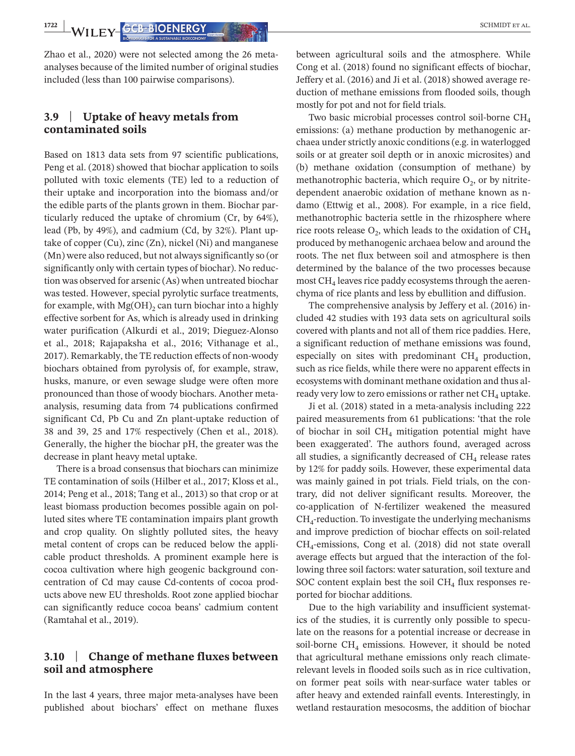Zhao et al., 2020) were not selected among the 26 meta-analyses because of the limited number of original studies included (less than 100 pairwise comparisons).

## 3.9 | Uptake of heavy metals from contaminated soils

Based on 1813 data sets from 97 scientific publications, Peng et al. (2018) showed that biochar application to soils polluted with toxic elements (TE) led to a reduction of their uptake and incorporation into the biomass and/or the edible parts of the plants grown in them. Biochar particularly reduced the uptake of chromium (Cr, by 64%), lead (Pb, by 49%), and cadmium (Cd, by 32%). Plant uptake of copper (Cu), zinc (Zn), nickel (Ni) and manganese (Mn) were also reduced, but not always significantly so (or significantly only with certain types of biochar). No reduction was observed for arsenic (As) when untreated biochar was tested. However, special pyrolytic surface treatments, for example, with $Mg(OH)_2$ can turn biochar into a highly effective sorbent for As, which is already used in drinking water purification (Alkurdi et al., 2019; Dieguez-Alonso et al., 2018; Rajapaksha et al., 2016; Vithanage et al., 2017). Remarkably, the TE reduction effects of non-woody biochars obtained from pyrolysis of, for example, straw, husks, manure, or even sewage sludge were often more pronounced than those of woody biochars. Another meta-analysis, resuming data from 74 publications confirmed significant Cd, Pb Cu and Zn plant-uptake reduction of 38 and 39, 25 and 17% respectively (Chen et al., 2018). Generally, the higher the biochar pH, the greater was the decrease in plant heavy metal uptake.

There is a broad consensus that biochars can minimize TE contamination of soils (Hilber et al., 2017; Kloss et al., 2014; Peng et al., 2018; Tang et al., 2013) so that crop or at least biomass production becomes possible again on polluted sites where TE contamination impairs plant growth and crop quality. On slightly polluted sites, the heavy metal content of crops can be reduced below the applicable product thresholds. A prominent example here is cocoa cultivation where high geogenic background concentration of Cd may cause Cd-contents of cocoa products above new EU thresholds. Root zone applied biochar can significantly reduce cocoa beans' cadmium content (Ramtahal et al., 2019).

## 3.10 | Change of methane fluxes between soil and atmosphere

In the last 4 years, three major meta-analyses have been published about biochars' effect on methane fluxes between agricultural soils and the atmosphere. While Cong et al. (2018) found no significant effects of biochar, Jeffery et al. (2016) and Ji et al. (2018) showed average reduction of methane emissions from flooded soils, though mostly for pot and not for field trials.

Two basic microbial processes control soil-borne $CH_4$ emissions: (a) methane production by methanogenic archaea under strictly anoxic conditions (e.g. in waterlogged soils or at greater soil depth or in anoxic microsites) and (b) methane oxidation (consumption of methane) by methanotrophic bacteria, which require $O_2$, or by nitrite-dependent anaerobic oxidation of methane known as n-damo (Ettwig et al., 2008). For example, in a rice field, methanotrophic bacteria settle in the rhizosphere where rice roots release $O_2$, which leads to the oxidation of $CH_4$ produced by methanogenic archaea below and around the roots. The net flux between soil and atmosphere is then determined by the balance of the two processes because most $CH_4$ leaves rice paddy ecosystems through the aerenchyma of rice plants and less by ebullition and diffusion.

The comprehensive analysis by Jeffery et al. (2016) included 42 studies with 193 data sets on agricultural soils covered with plants and not all of them rice paddies. Here, a significant reduction of methane emissions was found, especially on sites with predominant $CH_4$ production, such as rice fields, while there were no apparent effects in ecosystems with dominant methane oxidation and thus already very low to zero emissions or rather net $CH_4$ uptake.

Ji et al. (2018) stated in a meta-analysis including 222 paired measurements from 61 publications: 'that the role of biochar in soil $CH_4$ mitigation potential might have been exaggerated'. The authors found, averaged across all studies, a significantly decreased of $CH_4$ release rates by 12% for paddy soils. However, these experimental data was mainly gained in pot trials. Field trials, on the contrary, did not deliver significant results. Moreover, the co-application of N-fertilizer weakened the measured $CH_4$-reduction. To investigate the underlying mechanisms and improve prediction of biochar effects on soil-related $CH_4$-emissions, Cong et al. (2018) did not state overall average effects but argued that the interaction of the following three soil factors: water saturation, soil texture and SOC content explain best the soil $CH_4$ flux responses reported for biochar additions.

Due to the high variability and insufficient systematics of the studies, it is currently only possible to speculate on the reasons for a potential increase or decrease in soil-borne $CH_4$ emissions. However, it should be noted that agricultural methane emissions only reach climate-relevant levels in flooded soils such as in rice cultivation, on former peat soils with near-surface water tables or after heavy and extended rainfall events. Interestingly, in wetland restauration mesocosms, the addition of biochar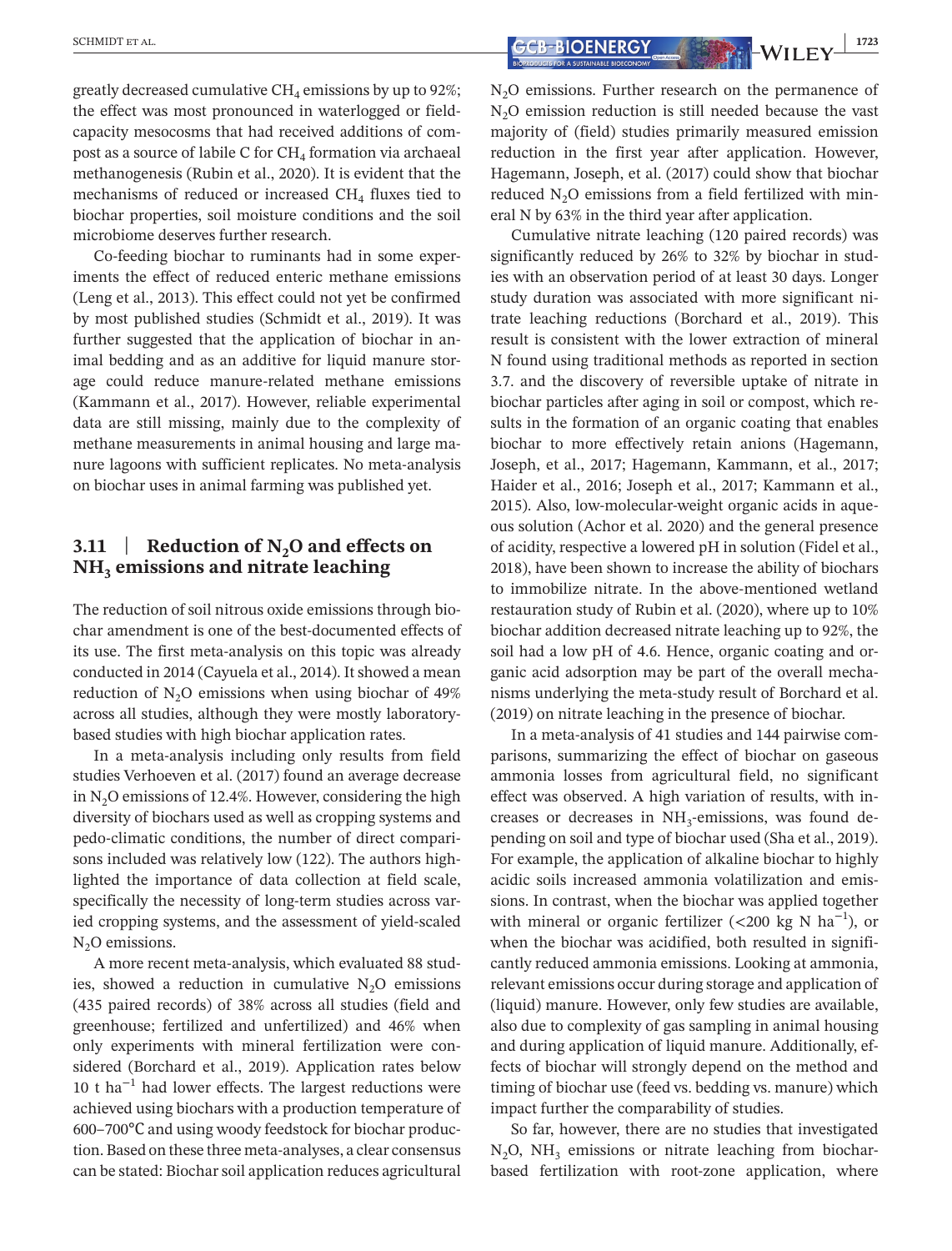greatly decreased cumulative $CH_4$ emissions by up to 92%; the effect was most pronounced in waterlogged or field-capacity mesocosms that had received additions of compost as a source of labile C for $CH_4$ formation via archaeal methanogenesis (Rubin et al., 2020). It is evident that the mechanisms of reduced or increased $CH_4$ fluxes tied to biochar properties, soil moisture conditions and the soil microbiome deserves further research.

Co-feeding biochar to ruminants had in some experiments the effect of reduced enteric methane emissions (Leng et al., 2013). This effect could not yet be confirmed by most published studies (Schmidt et al., 2019). It was further suggested that the application of biochar in animal bedding and as an additive for liquid manure storage could reduce manure-related methane emissions (Kammann et al., 2017). However, reliable experimental data are still missing, mainly due to the complexity of methane measurements in animal housing and large manure lagoons with sufficient replicates. No meta-analysis on biochar uses in animal farming was published yet.

### 3.11 | Reduction of $N_2O$ and effects on $NH_3$ emissions and nitrate leaching

The reduction of soil nitrous oxide emissions through biochar amendment is one of the best-documented effects of its use. The first meta-analysis on this topic was already conducted in 2014 (Cayuela et al., 2014). It showed a mean reduction of $N_2O$ emissions when using biochar of 49% across all studies, although they were mostly laboratory-based studies with high biochar application rates.

In a meta-analysis including only results from field studies Verhoeven et al. (2017) found an average decrease in $N_2O$ emissions of 12.4%. However, considering the high diversity of biochars used as well as cropping systems and pedo-climatic conditions, the number of direct comparisons included was relatively low (122). The authors highlighted the importance of data collection at field scale, specifically the necessity of long-term studies across varied cropping systems, and the assessment of yield-scaled $N_2O$ emissions.

A more recent meta-analysis, which evaluated 88 studies, showed a reduction in cumulative $N_2O$ emissions (435 paired records) of 38% across all studies (field and greenhouse; fertilized and unfertilized) and 46% when only experiments with mineral fertilization were considered (Borchard et al., 2019). Application rates below 10 t $ha^{-1}$ had lower effects. The largest reductions were achieved using biochars with a production temperature of 600–700°C and using woody feedstock for biochar production. Based on these three meta-analyses, a clear consensus can be stated: Biochar soil application reduces agricultural $N_2O$ emissions. Further research on the permanence of $N_2O$ emission reduction is still needed because the vast majority of (field) studies primarily measured emission reduction in the first year after application. However, Hagemann, Joseph, et al. (2017) could show that biochar reduced $N_2O$ emissions from a field fertilized with mineral N by 63% in the third year after application.

Cumulative nitrate leaching (120 paired records) was significantly reduced by 26% to 32% by biochar in studies with an observation period of at least 30 days. Longer study duration was associated with more significant nitrate leaching reductions (Borchard et al., 2019). This result is consistent with the lower extraction of mineral N found using traditional methods as reported in section 3.7. and the discovery of reversible uptake of nitrate in biochar particles after aging in soil or compost, which results in the formation of an organic coating that enables biochar to more effectively retain anions (Hagemann, Joseph, et al., 2017; Hagemann, Kammann, et al., 2017; Haider et al., 2016; Joseph et al., 2017; Kammann et al., 2015). Also, low-molecular-weight organic acids in aqueous solution (Achor et al. 2020) and the general presence of acidity, respective a lowered pH in solution (Fidel et al., 2018), have been shown to increase the ability of biochars to immobilize nitrate. In the above-mentioned wetland restauration study of Rubin et al. (2020), where up to 10% biochar addition decreased nitrate leaching up to 92%, the soil had a low pH of 4.6. Hence, organic coating and organic acid adsorption may be part of the overall mechanisms underlying the meta-study result of Borchard et al. (2019) on nitrate leaching in the presence of biochar.

In a meta-analysis of 41 studies and 144 pairwise comparisons, summarizing the effect of biochar on gaseous ammonia losses from agricultural field, no significant effect was observed. A high variation of results, with increases or decreases in $NH_3$-emissions, was found depending on soil and type of biochar used (Sha et al., 2019). For example, the application of alkaline biochar to highly acidic soils increased ammonia volatilization and emissions. In contrast, when the biochar was applied together with mineral or organic fertilizer (<200 kg N $ha^{-1}$), or when the biochar was acidified, both resulted in significantly reduced ammonia emissions. Looking at ammonia, relevant emissions occur during storage and application of (liquid) manure. However, only few studies are available, also due to complexity of gas sampling in animal housing and during application of liquid manure. Additionally, effects of biochar will strongly depend on the method and timing of biochar use (feed vs. bedding vs. manure) which impact further the comparability of studies.

So far, however, there are no studies that investigated $N_2O$, $NH_3$ emissions or nitrate leaching from biochar-based fertilization with root-zone application, where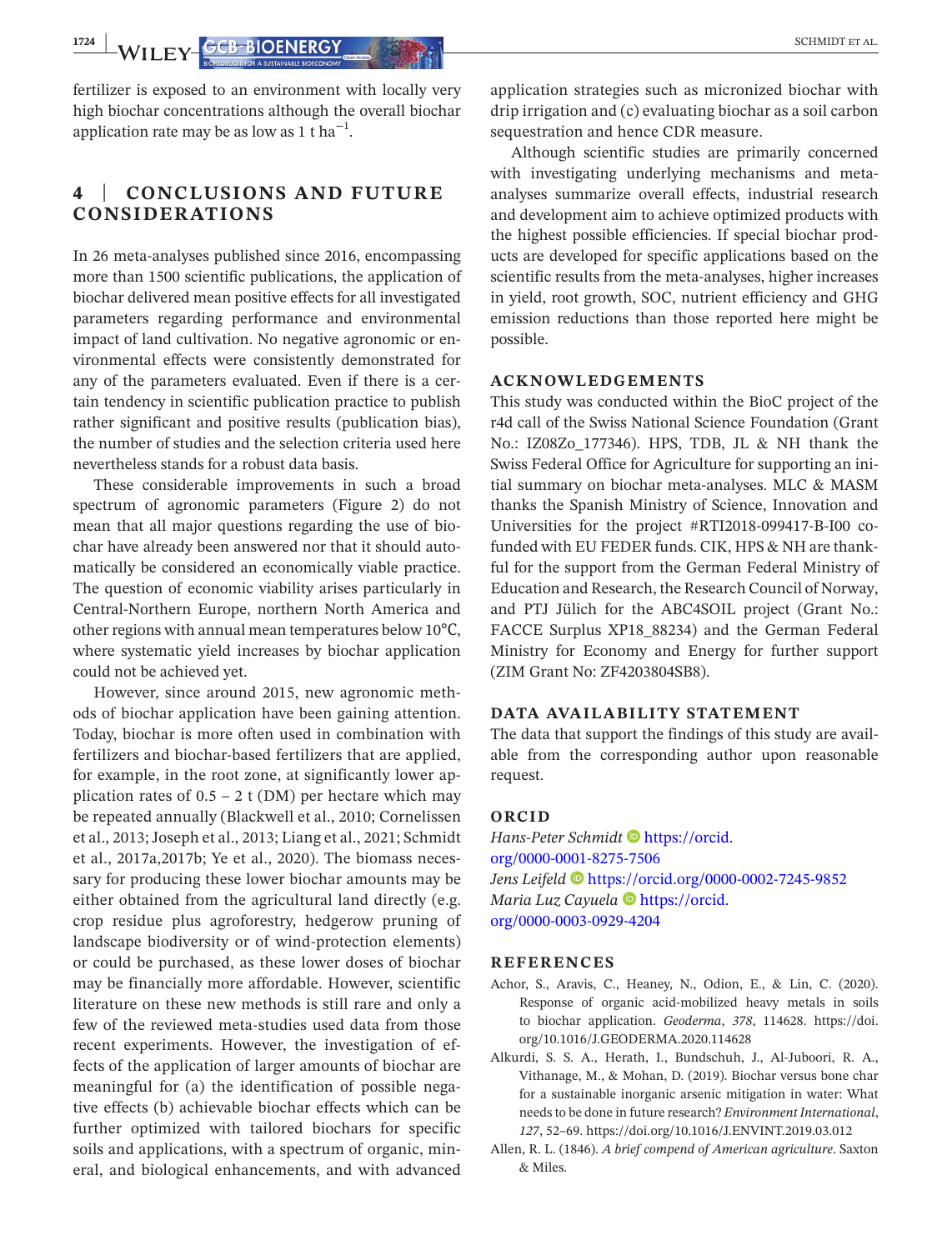fertilizer is exposed to an environment with locally very high biochar concentrations although the overall biochar application rate may be as low as 1 t ha$^{-1}$.

## 4 | CONCLUSIONS AND FUTURE CONSIDERATIONS

In 26 meta-analyses published since 2016, encompassing more than 1500 scientific publications, the application of biochar delivered mean positive effects for all investigated parameters regarding performance and environmental impact of land cultivation. No negative agronomic or environmental effects were consistently demonstrated for any of the parameters evaluated. Even if there is a certain tendency in scientific publication practice to publish rather significant and positive results (publication bias), the number of studies and the selection criteria used here nevertheless stands for a robust data basis.

These considerable improvements in such a broad spectrum of agronomic parameters (Figure 2) do not mean that all major questions regarding the use of biochar have already been answered nor that it should automatically be considered an economically viable practice. The question of economic viability arises particularly in Central-Northern Europe, northern North America and other regions with annual mean temperatures below 10°C, where systematic yield increases by biochar application could not be achieved yet.

However, since around 2015, new agronomic methods of biochar application have been gaining attention. Today, biochar is more often used in combination with fertilizers and biochar-based fertilizers that are applied, for example, in the root zone, at significantly lower application rates of 0.5 – 2 t (DM) per hectare which may be repeated annually (Blackwell et al., 2010; Cornelissen et al., 2013; Joseph et al., 2013; Liang et al., 2021; Schmidt et al., 2017a,2017b; Ye et al., 2020). The biomass necessary for producing these lower biochar amounts may be either obtained from the agricultural land directly (e.g. crop residue plus agroforestry, hedgerow pruning of landscape biodiversity or of wind-protection elements) or could be purchased, as these lower doses of biochar may be financially more affordable. However, scientific literature on these new methods is still rare and only a few of the reviewed meta-studies used data from those recent experiments. However, the investigation of effects of the application of larger amounts of biochar are meaningful for (a) the identification of possible negative effects (b) achievable biochar effects which can be further optimized with tailored biochars for specific soils and applications, with a spectrum of organic, mineral, and biological enhancements, and with advanced application strategies such as micronized biochar with drip irrigation and (c) evaluating biochar as a soil carbon sequestration and hence CDR measure.

Although scientific studies are primarily concerned with investigating underlying mechanisms and meta-analyses summarize overall effects, industrial research and development aim to achieve optimized products with the highest possible efficiencies. If special biochar products are developed for specific applications based on the scientific results from the meta-analyses, higher increases in yield, root growth, SOC, nutrient efficiency and GHG emission reductions than those reported here might be possible.

## ACKNOWLEDGEMENTS

This study was conducted within the BioC project of the r4d call of the Swiss National Science Foundation (Grant No.: IZ08Zo_177346). HPS, TDB, JL & NH thank the Swiss Federal Office for Agriculture for supporting an initial summary on biochar meta-analyses. MLC & MASM thanks the Spanish Ministry of Science, Innovation and Universities for the project #RTI2018-099417-B-I00 co-funded with EU FEDER funds. CIK, HPS & NH are thankful for the support from the German Federal Ministry of Education and Research, the Research Council of Norway, and PTJ Jülich for the ABC4SOIL project (Grant No.: FACCE Surplus XP18_88234) and the German Federal Ministry for Economy and Energy for further support (ZIM Grant No: ZF4203804SB8).

## DATA AVAILABILITY STATEMENT

The data that support the findings of this study are available from the corresponding author upon reasonable request.

## ORCID

*Hans-Peter Schmidt* https://orcid.org/0000-0001-8275-7506
*Jens Leifeld* https://orcid.org/0000-0002-7245-9852
*Maria Luz Cayuela* https://orcid.org/0000-0003-0929-4204

## REFERENCES

Achor, S., Aravis, C., Heaney, N., Odion, E., & Lin, C. (2020). Response of organic acid-mobilized heavy metals in soils to biochar application. *Geoderma*, *378*, 114628. https://doi.org/10.1016/J.GEODERMA.2020.114628

Alkurdi, S. S. A., Herath, I., Bundschuh, J., Al-Juboori, R. A., Vithanage, M., & Mohan, D. (2019). Biochar versus bone char for a sustainable inorganic arsenic mitigation in water: What needs to be done in future research? *Environment International*, *127*, 52–69. https://doi.org/10.1016/J.ENVINT.2019.03.012

Allen, R. L. (1846). *A brief compend of American agriculture*. Saxton & Miles.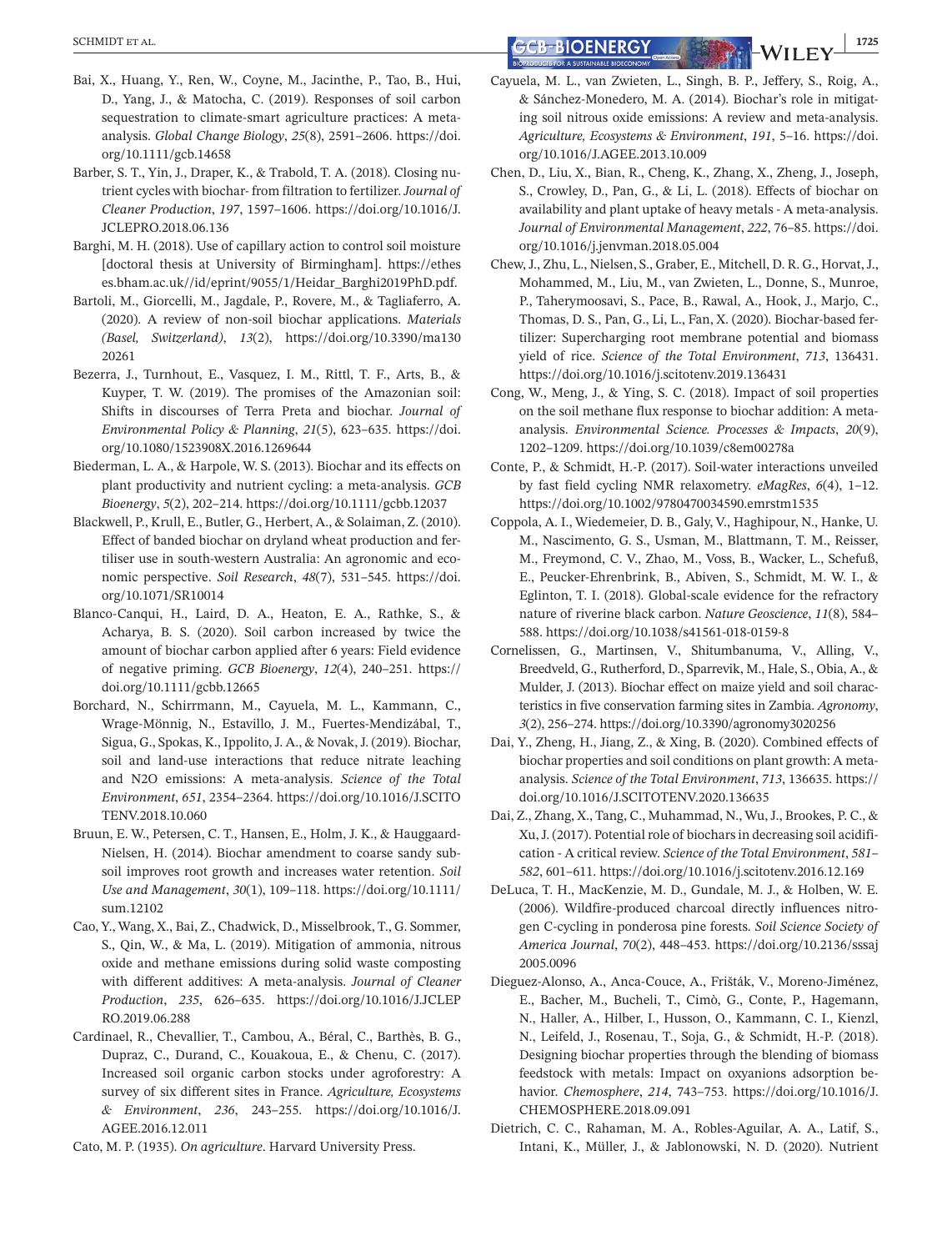Bai, X., Huang, Y., Ren, W., Coyne, M., Jacinthe, P., Tao, B., Hui, D., Yang, J., & Matocha, C. (2019). Responses of soil carbon sequestration to climate-smart agriculture practices: A meta-analysis. *Global Change Biology*, *25*(8), 2591–2606. https://doi.org/10.1111/gcb.14658

Barber, S. T., Yin, J., Draper, K., & Trabold, T. A. (2018). Closing nutrient cycles with biochar- from filtration to fertilizer. *Journal of Cleaner Production*, *197*, 1597–1606. https://doi.org/10.1016/J.JCLEPRO.2018.06.136

Barghi, M. H. (2018). Use of capillary action to control soil moisture [doctoral thesis at University of Birmingham]. https://etheses.bham.ac.uk//id/eprint/9055/1/Heidar_Barghi2019PhD.pdf.

Bartoli, M., Giorcelli, M., Jagdale, P., Rovere, M., & Tagliaferro, A. (2020). A review of non-soil biochar applications. *Materials (Basel, Switzerland)*, *13*(2), https://doi.org/10.3390/ma13020261

Bezerra, J., Turnhout, E., Vasquez, I. M., Rittl, T. F., Arts, B., & Kuyper, T. W. (2019). The promises of the Amazonian soil: Shifts in discourses of Terra Preta and biochar. *Journal of Environmental Policy & Planning*, *21*(5), 623–635. https://doi.org/10.1080/1523908X.2016.1269644

Biederman, L. A., & Harpole, W. S. (2013). Biochar and its effects on plant productivity and nutrient cycling: a meta-analysis. *GCB Bioenergy*, *5*(2), 202–214. https://doi.org/10.1111/gcbb.12037

Blackwell, P., Krull, E., Butler, G., Herbert, A., & Solaiman, Z. (2010). Effect of banded biochar on dryland wheat production and fertiliser use in south-western Australia: An agronomic and economic perspective. *Soil Research*, *48*(7), 531–545. https://doi.org/10.1071/SR10014

Blanco-Canqui, H., Laird, D. A., Heaton, E. A., Rathke, S., & Acharya, B. S. (2020). Soil carbon increased by twice the amount of biochar carbon applied after 6 years: Field evidence of negative priming. *GCB Bioenergy*, *12*(4), 240–251. https://doi.org/10.1111/gcbb.12665

Borchard, N., Schirrmann, M., Cayuela, M. L., Kammann, C., Wrage-Mönnig, N., Estavillo, J. M., Fuertes-Mendizábal, T., Sigua, G., Spokas, K., Ippolito, J. A., & Novak, J. (2019). Biochar, soil and land-use interactions that reduce nitrate leaching and N2O emissions: A meta-analysis. *Science of the Total Environment*, *651*, 2354–2364. https://doi.org/10.1016/J.SCITOTENV.2018.10.060

Bruun, E. W., Petersen, C. T., Hansen, E., Holm, J. K., & Hauggaard-Nielsen, H. (2014). Biochar amendment to coarse sandy subsoil improves root growth and increases water retention. *Soil Use and Management*, *30*(1), 109–118. https://doi.org/10.1111/sum.12102

Cao, Y., Wang, X., Bai, Z., Chadwick, D., Misselbrook, T., G. Sommer, S., Qin, W., & Ma, L. (2019). Mitigation of ammonia, nitrous oxide and methane emissions during solid waste composting with different additives: A meta-analysis. *Journal of Cleaner Production*, *235*, 626–635. https://doi.org/10.1016/J.JCLEPRO.2019.06.288

Cardinael, R., Chevallier, T., Cambou, A., Béral, C., Barthès, B. G., Dupraz, C., Durand, C., Kouakoua, E., & Chenu, C. (2017). Increased soil organic carbon stocks under agroforestry: A survey of six different sites in France. *Agriculture, Ecosystems & Environment*, *236*, 243–255. https://doi.org/10.1016/J.AGEE.2016.12.011

Cato, M. P. (1935). *On agriculture*. Harvard University Press.

Cayuela, M. L., van Zwieten, L., Singh, B. P., Jeffery, S., Roig, A., & Sánchez-Monedero, M. A. (2014). Biochar's role in mitigating soil nitrous oxide emissions: A review and meta-analysis. *Agriculture, Ecosystems & Environment*, *191*, 5–16. https://doi.org/10.1016/J.AGEE.2013.10.009

Chen, D., Liu, X., Bian, R., Cheng, K., Zhang, X., Zheng, J., Joseph, S., Crowley, D., Pan, G., & Li, L. (2018). Effects of biochar on availability and plant uptake of heavy metals - A meta-analysis. *Journal of Environmental Management*, *222*, 76–85. https://doi.org/10.1016/j.jenvman.2018.05.004

Chew, J., Zhu, L., Nielsen, S., Graber, E., Mitchell, D. R. G., Horvat, J., Mohammed, M., Liu, M., van Zwieten, L., Donne, S., Munroe, P., Taherymoosavi, S., Pace, B., Rawal, A., Hook, J., Marjo, C., Thomas, D. S., Pan, G., Li, L., Fan, X. (2020). Biochar-based fertilizer: Supercharging root membrane potential and biomass yield of rice. *Science of the Total Environment*, *713*, 136431. https://doi.org/10.1016/j.scitotenv.2019.136431

Cong, W., Meng, J., & Ying, S. C. (2018). Impact of soil properties on the soil methane flux response to biochar addition: A meta-analysis. *Environmental Science. Processes & Impacts*, *20*(9), 1202–1209. https://doi.org/10.1039/c8em00278a

Conte, P., & Schmidt, H.-P. (2017). Soil-water interactions unveiled by fast field cycling NMR relaxometry. *eMagRes*, *6*(4), 1–12. https://doi.org/10.1002/9780470034590.emrstm1535

Coppola, A. I., Wiedemeier, D. B., Galy, V., Haghipour, N., Hanke, U. M., Nascimento, G. S., Usman, M., Blattmann, T. M., Reisser, M., Freymond, C. V., Zhao, M., Voss, B., Wacker, L., Schefuß, E., Peucker-Ehrenbrink, B., Abiven, S., Schmidt, M. W. I., & Eglinton, T. I. (2018). Global-scale evidence for the refractory nature of riverine black carbon. *Nature Geoscience*, *11*(8), 584–588. https://doi.org/10.1038/s41561-018-0159-8

Cornelissen, G., Martinsen, V., Shitumbanuma, V., Alling, V., Breedveld, G., Rutherford, D., Sparrevik, M., Hale, S., Obia, A., & Mulder, J. (2013). Biochar effect on maize yield and soil characteristics in five conservation farming sites in Zambia. *Agronomy*, *3*(2), 256–274. https://doi.org/10.3390/agronomy3020256

Dai, Y., Zheng, H., Jiang, Z., & Xing, B. (2020). Combined effects of biochar properties and soil conditions on plant growth: A meta-analysis. *Science of the Total Environment*, *713*, 136635. https://doi.org/10.1016/J.SCITOTENV.2020.136635

Dai, Z., Zhang, X., Tang, C., Muhammad, N., Wu, J., Brookes, P. C., & Xu, J. (2017). Potential role of biochars in decreasing soil acidification - A critical review. *Science of the Total Environment*, *581–582*, 601–611. https://doi.org/10.1016/j.scitotenv.2016.12.169

DeLuca, T. H., MacKenzie, M. D., Gundale, M. J., & Holben, W. E. (2006). Wildfire-produced charcoal directly influences nitrogen C-cycling in ponderosa pine forests. *Soil Science Society of America Journal*, *70*(2), 448–453. https://doi.org/10.2136/sssaj2005.0096

Dieguez-Alonso, A., Anca-Couce, A., Frišták, V., Moreno-Jiménez, E., Bacher, M., Bucheli, T., Cimò, G., Conte, P., Hagemann, N., Haller, A., Hilber, I., Husson, O., Kammann, C. I., Kienzl, N., Leifeld, J., Rosenau, T., Soja, G., & Schmidt, H.-P. (2018). Designing biochar properties through the blending of biomass feedstock with metals: Impact on oxyanions adsorption behavior. *Chemosphere*, *214*, 743–753. https://doi.org/10.1016/J.CHEMOSPHERE.2018.09.091

Dietrich, C. C., Rahaman, M. A., Robles-Aguilar, A. A., Latif, S., Intani, K., Müller, J., & Jablonowski, N. D. (2020). Nutrient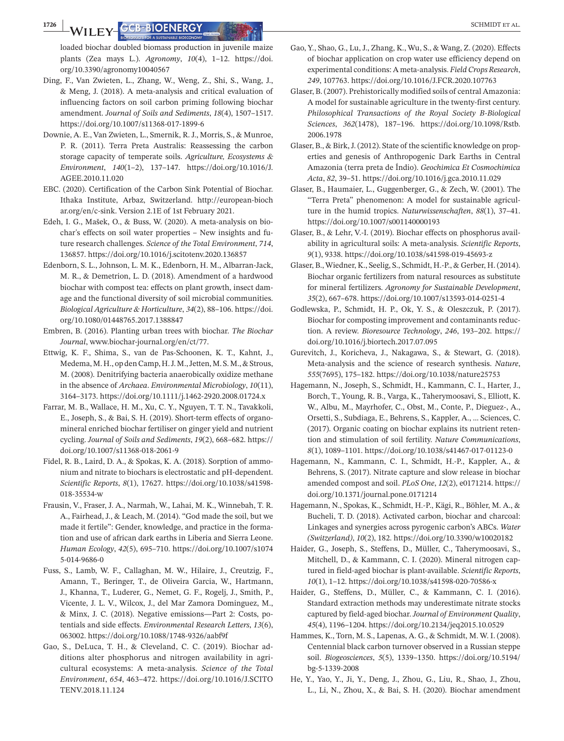loaded biochar doubled biomass production in juvenile maize plants (Zea mays L.). *Agronomy*, *10*(4), 1–12. https://doi.org/10.3390/agronomy10040567

Ding, F., Van Zwieten, L., Zhang, W., Weng, Z., Shi, S., Wang, J., & Meng, J. (2018). A meta-analysis and critical evaluation of influencing factors on soil carbon priming following biochar amendment. *Journal of Soils and Sediments*, *18*(4), 1507–1517. https://doi.org/10.1007/s11368-017-1899-6

Downie, A. E., Van Zwieten, L., Smernik, R. J., Morris, S., & Munroe, P. R. (2011). Terra Preta Australis: Reassessing the carbon storage capacity of temperate soils. *Agriculture, Ecosystems & Environment*, *140*(1–2), 137–147. https://doi.org/10.1016/J.AGEE.2010.11.020

EBC. (2020). Certification of the Carbon Sink Potential of Biochar. Ithaka Institute, Arbaz, Switzerland. http://european-biochar.org/en/c-sink. Version 2.1E of 1st February 2021.

Edeh, I. G., Mašek, O., & Buss, W. (2020). A meta-analysis on biochar's effects on soil water properties – New insights and future research challenges. *Science of the Total Environment*, *714*, 136857. https://doi.org/10.1016/j.scitotenv.2020.136857

Edenborn, S. L., Johnson, L. M. K., Edenborn, H. M., Albarran-Jack, M. R., & Demetrion, L. D. (2018). Amendment of a hardwood biochar with compost tea: effects on plant growth, insect damage and the functional diversity of soil microbial communities. *Biological Agriculture & Horticulture*, *34*(2), 88–106. https://doi.org/10.1080/01448765.2017.1388847

Embren, B. (2016). Planting urban trees with biochar. *The Biochar Journal*, www.biochar-journal.org/en/ct/77.

Ettwig, K. F., Shima, S., van de Pas-Schoonen, K. T., Kahnt, J., Medema, M. H., op den Camp, H. J. M., Jetten, M. S. M., & Strous, M. (2008). Denitrifying bacteria anaerobically oxidize methane in the absence of *Archaea*. *Environmental Microbiology*, *10*(11), 3164–3173. https://doi.org/10.1111/j.1462-2920.2008.01724.x

Farrar, M. B., Wallace, H. M., Xu, C. Y., Nguyen, T. T. N., Tavakkoli, E., Joseph, S., & Bai, S. H. (2019). Short-term effects of organo-mineral enriched biochar fertiliser on ginger yield and nutrient cycling. *Journal of Soils and Sediments*, *19*(2), 668–682. https://doi.org/10.1007/s11368-018-2061-9

Fidel, R. B., Laird, D. A., & Spokas, K. A. (2018). Sorption of ammonium and nitrate to biochars is electrostatic and pH-dependent. *Scientific Reports*, *8*(1), 17627. https://doi.org/10.1038/s41598-018-35534-w

Frausin, V., Fraser, J. A., Narmah, W., Lahai, M. K., Winnebah, T. R. A., Fairhead, J., & Leach, M. (2014). "God made the soil, but we made it fertile": Gender, knowledge, and practice in the formation and use of african dark earths in Liberia and Sierra Leone. *Human Ecology*, *42*(5), 695–710. https://doi.org/10.1007/s10745-014-9686-0

Fuss, S., Lamb, W. F., Callaghan, M. W., Hilaire, J., Creutzig, F., Amann, T., Beringer, T., de Oliveira Garcia, W., Hartmann, J., Khanna, T., Luderer, G., Nemet, G. F., Rogelj, J., Smith, P., Vicente, J. L. V., Wilcox, J., del Mar Zamora Dominguez, M., & Minx, J. C. (2018). Negative emissions—Part 2: Costs, potentials and side effects. *Environmental Research Letters*, *13*(6), 063002. https://doi.org/10.1088/1748-9326/aabf9f

Gao, S., DeLuca, T. H., & Cleveland, C. C. (2019). Biochar additions alter phosphorus and nitrogen availability in agricultural ecosystems: A meta-analysis. *Science of the Total Environment*, *654*, 463–472. https://doi.org/10.1016/J.SCITOTENV.2018.11.124

Gao, Y., Shao, G., Lu, J., Zhang, K., Wu, S., & Wang, Z. (2020). Effects of biochar application on crop water use efficiency depend on experimental conditions: A meta-analysis. *Field Crops Research*, *249*, 107763. https://doi.org/10.1016/J.FCR.2020.107763

Glaser, B. (2007). Prehistorically modified soils of central Amazonia: A model for sustainable agriculture in the twenty-first century. *Philosophical Transactions of the Royal Society B-Biological Sciences*, *362*(1478), 187–196. https://doi.org/10.1098/Rstb.2006.1978

Glaser, B., & Birk, J. (2012). State of the scientific knowledge on properties and genesis of Anthropogenic Dark Earths in Central Amazonia (terra preta de Índio). *Geochimica Et Cosmochimica Acta*, *82*, 39–51. https://doi.org/10.1016/j.gca.2010.11.029

Glaser, B., Haumaier, L., Guggenberger, G., & Zech, W. (2001). The "Terra Preta" phenomenon: A model for sustainable agriculture in the humid tropics. *Naturwissenschaften*, *88*(1), 37–41. https://doi.org/10.1007/s001140000193

Glaser, B., & Lehr, V.-I. (2019). Biochar effects on phosphorus availability in agricultural soils: A meta-analysis. *Scientific Reports*, *9*(1), 9338. https://doi.org/10.1038/s41598-019-45693-z

Glaser, B., Wiedner, K., Seelig, S., Schmidt, H.-P., & Gerber, H. (2014). Biochar organic fertilizers from natural resources as substitute for mineral fertilizers. *Agronomy for Sustainable Development*, *35*(2), 667–678. https://doi.org/10.1007/s13593-014-0251-4

Godlewska, P., Schmidt, H. P., Ok, Y. S., & Oleszczuk, P. (2017). Biochar for composting improvement and contaminants reduction. A review. *Bioresource Technology*, *246*, 193–202. https://doi.org/10.1016/j.biortech.2017.07.095

Gurevitch, J., Koricheva, J., Nakagawa, S., & Stewart, G. (2018). Meta-analysis and the science of research synthesis. *Nature*, *555*(7695), 175–182. https://doi.org/10.1038/nature25753

Hagemann, N., Joseph, S., Schmidt, H., Kammann, C. I., Harter, J., Borch, T., Young, R. B., Varga, K., Taherymoosavi, S., Elliott, K. W., Albu, M., Mayrhofer, C., Obst, M., Conte, P., Dieguez-, A., Orsetti, S., Subdiaga, E., Behrens, S., Kappler, A., … Sciences, C. (2017). Organic coating on biochar explains its nutrient retention and stimulation of soil fertility. *Nature Communications*, *8*(1), 1089–1101. https://doi.org/10.1038/s41467-017-01123-0

Hagemann, N., Kammann, C. I., Schmidt, H.-P., Kappler, A., & Behrens, S. (2017). Nitrate capture and slow release in biochar amended compost and soil. *PLoS One*, *12*(2), e0171214. https://doi.org/10.1371/journal.pone.0171214

Hagemann, N., Spokas, K., Schmidt, H.-P., Kägi, R., Böhler, M. A., & Bucheli, T. D. (2018). Activated carbon, biochar and charcoal: Linkages and synergies across pyrogenic carbon's ABCs. *Water (Switzerland)*, *10*(2), 182. https://doi.org/10.3390/w10020182

Haider, G., Joseph, S., Steffens, D., Müller, C., Taherymoosavi, S., Mitchell, D., & Kammann, C. I. (2020). Mineral nitrogen captured in field-aged biochar is plant-available. *Scientific Reports*, *10*(1), 1–12. https://doi.org/10.1038/s41598-020-70586-x

Haider, G., Steffens, D., Müller, C., & Kammann, C. I. (2016). Standard extraction methods may underestimate nitrate stocks captured by field-aged biochar. *Journal of Environment Quality*, *45*(4), 1196–1204. https://doi.org/10.2134/jeq2015.10.0529

Hammes, K., Torn, M. S., Lapenas, A. G., & Schmidt, M. W. I. (2008). Centennial black carbon turnover observed in a Russian steppe soil. *Biogeosciences*, *5*(5), 1339–1350. https://doi.org/10.5194/bg-5-1339-2008

He, Y., Yao, Y., Ji, Y., Deng, J., Zhou, G., Liu, R., Shao, J., Zhou, L., Li, N., Zhou, X., & Bai, S. H. (2020). Biochar amendment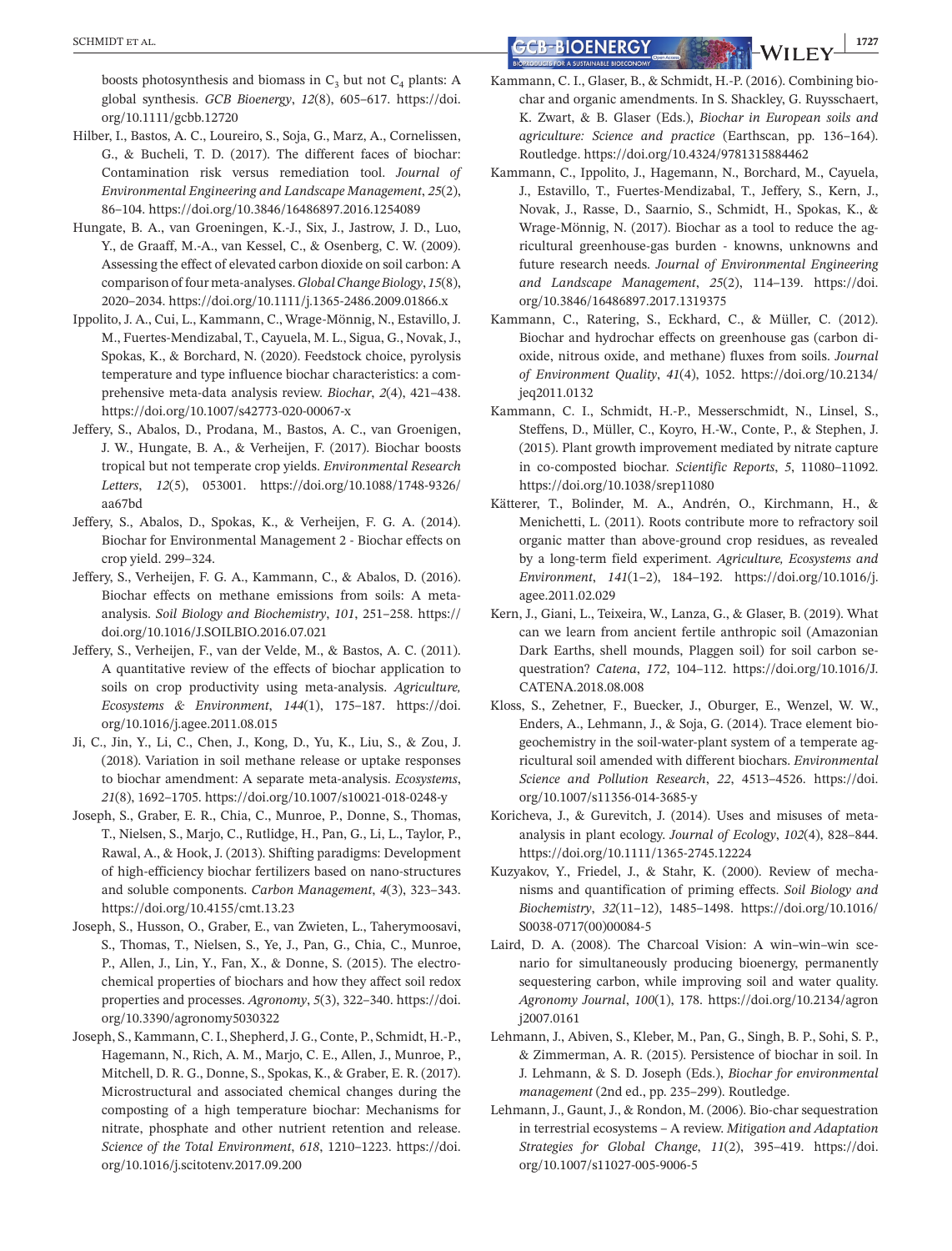boosts photosynthesis and biomass in $C_3$ but not $C_4$ plants: A global synthesis. *GCB Bioenergy*, *12*(8), 605–617. https://doi.org/10.1111/gcbb.12720

Hilber, I., Bastos, A. C., Loureiro, S., Soja, G., Marz, A., Cornelissen, G., & Bucheli, T. D. (2017). The different faces of biochar: Contamination risk versus remediation tool. *Journal of Environmental Engineering and Landscape Management*, *25*(2), 86–104. https://doi.org/10.3846/16486897.2016.1254089

Hungate, B. A., van Groeningen, K.-J., Six, J., Jastrow, J. D., Luo, Y., de Graaff, M.-A., van Kessel, C., & Osenberg, C. W. (2009). Assessing the effect of elevated carbon dioxide on soil carbon: A comparison of four meta-analyses. *Global Change Biology*, *15*(8), 2020–2034. https://doi.org/10.1111/j.1365-2486.2009.01866.x

Ippolito, J. A., Cui, L., Kammann, C., Wrage-Mönnig, N., Estavillo, J. M., Fuertes-Mendizabal, T., Cayuela, M. L., Sigua, G., Novak, J., Spokas, K., & Borchard, N. (2020). Feedstock choice, pyrolysis temperature and type influence biochar characteristics: a comprehensive meta-data analysis review. *Biochar*, *2*(4), 421–438. https://doi.org/10.1007/s42773-020-00067-x

Jeffery, S., Abalos, D., Prodana, M., Bastos, A. C., van Groenigen, J. W., Hungate, B. A., & Verheijen, F. (2017). Biochar boosts tropical but not temperate crop yields. *Environmental Research Letters*, *12*(5), 053001. https://doi.org/10.1088/1748-9326/aa67bd

Jeffery, S., Abalos, D., Spokas, K., & Verheijen, F. G. A. (2014). Biochar for Environmental Management 2 - Biochar effects on crop yield. 299–324.

Jeffery, S., Verheijen, F. G. A., Kammann, C., & Abalos, D. (2016). Biochar effects on methane emissions from soils: A meta-analysis. *Soil Biology and Biochemistry*, *101*, 251–258. https://doi.org/10.1016/J.SOILBIO.2016.07.021

Jeffery, S., Verheijen, F., van der Velde, M., & Bastos, A. C. (2011). A quantitative review of the effects of biochar application to soils on crop productivity using meta-analysis. *Agriculture, Ecosystems & Environment*, *144*(1), 175–187. https://doi.org/10.1016/j.agee.2011.08.015

Ji, C., Jin, Y., Li, C., Chen, J., Kong, D., Yu, K., Liu, S., & Zou, J. (2018). Variation in soil methane release or uptake responses to biochar amendment: A separate meta-analysis. *Ecosystems*, *21*(8), 1692–1705. https://doi.org/10.1007/s10021-018-0248-y

Joseph, S., Graber, E. R., Chia, C., Munroe, P., Donne, S., Thomas, T., Nielsen, S., Marjo, C., Rutlidge, H., Pan, G., Li, L., Taylor, P., Rawal, A., & Hook, J. (2013). Shifting paradigms: Development of high-efficiency biochar fertilizers based on nano-structures and soluble components. *Carbon Management*, *4*(3), 323–343. https://doi.org/10.4155/cmt.13.23

Joseph, S., Husson, O., Graber, E., van Zwieten, L., Taherymoosavi, S., Thomas, T., Nielsen, S., Ye, J., Pan, G., Chia, C., Munroe, P., Allen, J., Lin, Y., Fan, X., & Donne, S. (2015). The electrochemical properties of biochars and how they affect soil redox properties and processes. *Agronomy*, *5*(3), 322–340. https://doi.org/10.3390/agronomy5030322

Joseph, S., Kammann, C. I., Shepherd, J. G., Conte, P., Schmidt, H.-P., Hagemann, N., Rich, A. M., Marjo, C. E., Allen, J., Munroe, P., Mitchell, D. R. G., Donne, S., Spokas, K., & Graber, E. R. (2017). Microstructural and associated chemical changes during the composting of a high temperature biochar: Mechanisms for nitrate, phosphate and other nutrient retention and release. *Science of the Total Environment*, *618*, 1210–1223. https://doi.org/10.1016/j.scitotenv.2017.09.200

Kammann, C. I., Glaser, B., & Schmidt, H.-P. (2016). Combining biochar and organic amendments. In S. Shackley, G. Ruysschaert, K. Zwart, & B. Glaser (Eds.), *Biochar in European soils and agriculture: Science and practice* (Earthscan, pp. 136–164). Routledge. https://doi.org/10.4324/9781315884462

Kammann, C., Ippolito, J., Hagemann, N., Borchard, M., Cayuela, J., Estavillo, T., Fuertes-Mendizabal, T., Jeffery, S., Kern, J., Novak, J., Rasse, D., Saarnio, S., Schmidt, H., Spokas, K., & Wrage-Mönnig, N. (2017). Biochar as a tool to reduce the agricultural greenhouse-gas burden - knowns, unknowns and future research needs. *Journal of Environmental Engineering and Landscape Management*, *25*(2), 114–139. https://doi.org/10.3846/16486897.2017.1319375

Kammann, C., Ratering, S., Eckhard, C., & Müller, C. (2012). Biochar and hydrochar effects on greenhouse gas (carbon dioxide, nitrous oxide, and methane) fluxes from soils. *Journal of Environment Quality*, *41*(4), 1052. https://doi.org/10.2134/jeq2011.0132

Kammann, C. I., Schmidt, H.-P., Messerschmidt, N., Linsel, S., Steffens, D., Müller, C., Koyro, H.-W., Conte, P., & Stephen, J. (2015). Plant growth improvement mediated by nitrate capture in co-composted biochar. *Scientific Reports*, *5*, 11080–11092. https://doi.org/10.1038/srep11080

Kätterer, T., Bolinder, M. A., Andrén, O., Kirchmann, H., & Menichetti, L. (2011). Roots contribute more to refractory soil organic matter than above-ground crop residues, as revealed by a long-term field experiment. *Agriculture, Ecosystems and Environment*, *141*(1–2), 184–192. https://doi.org/10.1016/j.agee.2011.02.029

Kern, J., Giani, L., Teixeira, W., Lanza, G., & Glaser, B. (2019). What can we learn from ancient fertile anthropic soil (Amazonian Dark Earths, shell mounds, Plaggen soil) for soil carbon sequestration? *Catena*, *172*, 104–112. https://doi.org/10.1016/J.CATENA.2018.08.008

Kloss, S., Zehetner, F., Buecker, J., Oburger, E., Wenzel, W. W., Enders, A., Lehmann, J., & Soja, G. (2014). Trace element biogeochemistry in the soil-water-plant system of a temperate agricultural soil amended with different biochars. *Environmental Science and Pollution Research*, *22*, 4513–4526. https://doi.org/10.1007/s11356-014-3685-y

Koricheva, J., & Gurevitch, J. (2014). Uses and misuses of meta-analysis in plant ecology. *Journal of Ecology*, *102*(4), 828–844. https://doi.org/10.1111/1365-2745.12224

Kuzyakov, Y., Friedel, J., & Stahr, K. (2000). Review of mechanisms and quantification of priming effects. *Soil Biology and Biochemistry*, *32*(11–12), 1485–1498. https://doi.org/10.1016/S0038-0717(00)00084-5

Laird, D. A. (2008). The Charcoal Vision: A win–win–win scenario for simultaneously producing bioenergy, permanently sequestering carbon, while improving soil and water quality. *Agronomy Journal*, *100*(1), 178. https://doi.org/10.2134/agronj2007.0161

Lehmann, J., Abiven, S., Kleber, M., Pan, G., Singh, B. P., Sohi, S. P., & Zimmerman, A. R. (2015). Persistence of biochar in soil. In J. Lehmann, & S. D. Joseph (Eds.), *Biochar for environmental management* (2nd ed., pp. 235–299). Routledge.

Lehmann, J., Gaunt, J., & Rondon, M. (2006). Bio-char sequestration in terrestrial ecosystems – A review. *Mitigation and Adaptation Strategies for Global Change*, *11*(2), 395–419. https://doi.org/10.1007/s11027-005-9006-5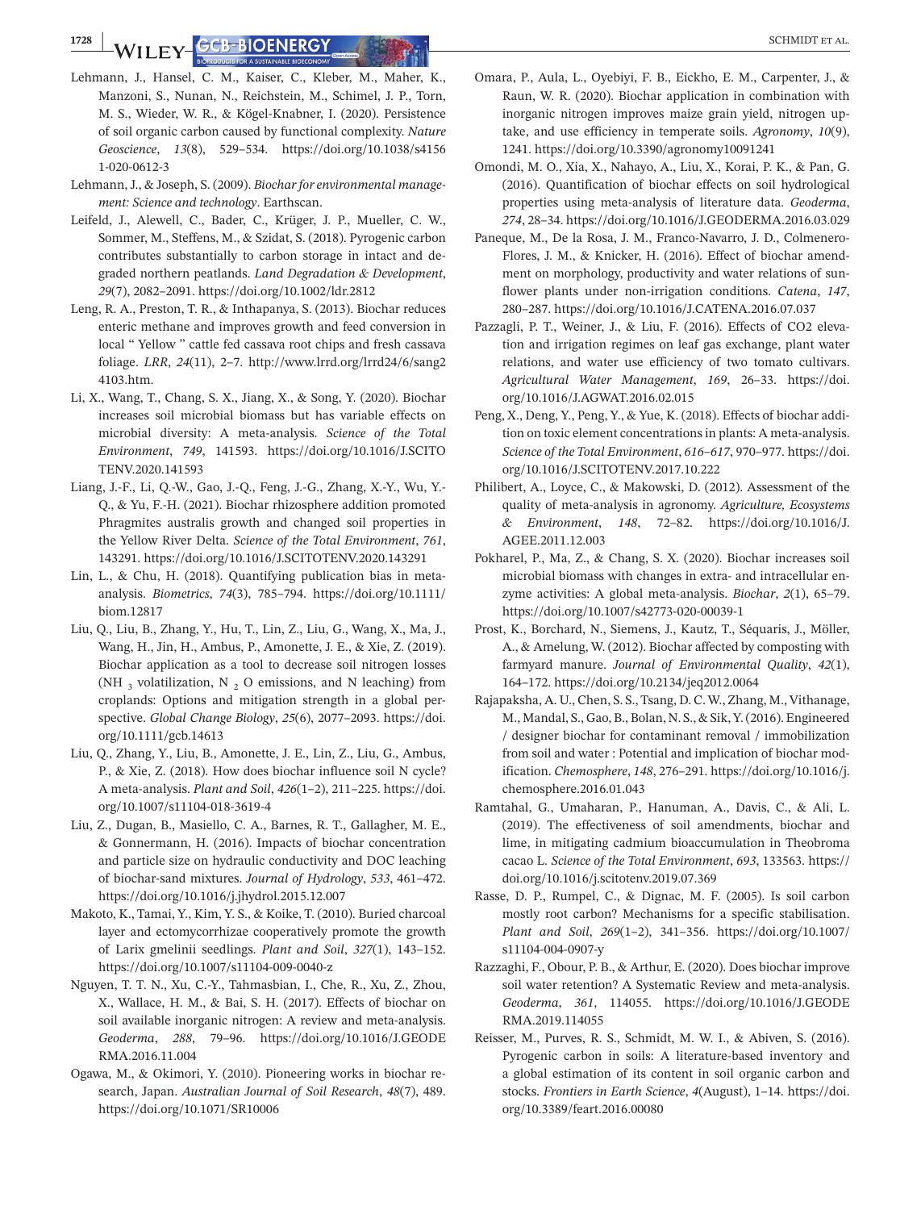Lehmann, J., Hansel, C. M., Kaiser, C., Kleber, M., Maher, K., Manzoni, S., Nunan, N., Reichstein, M., Schimel, J. P., Torn, M. S., Wieder, W. R., & Kögel-Knabner, I. (2020). Persistence of soil organic carbon caused by functional complexity. *Nature Geoscience*, *13*(8), 529–534. https://doi.org/10.1038/s41561-020-0612-3

Lehmann, J., & Joseph, S. (2009). *Biochar for environmental management: Science and technology*. Earthscan.

Leifeld, J., Alewell, C., Bader, C., Krüger, J. P., Mueller, C. W., Sommer, M., Steffens, M., & Szidat, S. (2018). Pyrogenic carbon contributes substantially to carbon storage in intact and degraded northern peatlands. *Land Degradation & Development*, *29*(7), 2082–2091. https://doi.org/10.1002/ldr.2812

Leng, R. A., Preston, T. R., & Inthapanya, S. (2013). Biochar reduces enteric methane and improves growth and feed conversion in local " Yellow " cattle fed cassava root chips and fresh cassava foliage. *LRR*, *24*(11), 2–7. http://www.lrrd.org/lrrd24/6/sang24103.htm.

Li, X., Wang, T., Chang, S. X., Jiang, X., & Song, Y. (2020). Biochar increases soil microbial biomass but has variable effects on microbial diversity: A meta-analysis. *Science of the Total Environment*, *749*, 141593. https://doi.org/10.1016/J.SCITOTENV.2020.141593

Liang, J.-F., Li, Q.-W., Gao, J.-Q., Feng, J.-G., Zhang, X.-Y., Wu, Y.-Q., & Yu, F.-H. (2021). Biochar rhizosphere addition promoted Phragmites australis growth and changed soil properties in the Yellow River Delta. *Science of the Total Environment*, *761*, 143291. https://doi.org/10.1016/J.SCITOTENV.2020.143291

Lin, L., & Chu, H. (2018). Quantifying publication bias in meta-analysis. *Biometrics*, *74*(3), 785–794. https://doi.org/10.1111/biom.12817

Liu, Q., Liu, B., Zhang, Y., Hu, T., Lin, Z., Liu, G., Wang, X., Ma, J., Wang, H., Jin, H., Ambus, P., Amonette, J. E., & Xie, Z. (2019). Biochar application as a tool to decrease soil nitrogen losses ($NH_3$ volatilization, $N_2O$ emissions, and N leaching) from croplands: Options and mitigation strength in a global perspective. *Global Change Biology*, *25*(6), 2077–2093. https://doi.org/10.1111/gcb.14613

Liu, Q., Zhang, Y., Liu, B., Amonette, J. E., Lin, Z., Liu, G., Ambus, P., & Xie, Z. (2018). How does biochar influence soil N cycle? A meta-analysis. *Plant and Soil*, *426*(1–2), 211–225. https://doi.org/10.1007/s11104-018-3619-4

Liu, Z., Dugan, B., Masiello, C. A., Barnes, R. T., Gallagher, M. E., & Gonnermann, H. (2016). Impacts of biochar concentration and particle size on hydraulic conductivity and DOC leaching of biochar-sand mixtures. *Journal of Hydrology*, *533*, 461–472. https://doi.org/10.1016/j.jhydrol.2015.12.007

Makoto, K., Tamai, Y., Kim, Y. S., & Koike, T. (2010). Buried charcoal layer and ectomycorrhizae cooperatively promote the growth of Larix gmelinii seedlings. *Plant and Soil*, *327*(1), 143–152. https://doi.org/10.1007/s11104-009-0040-z

Nguyen, T. T. N., Xu, C.-Y., Tahmasbian, I., Che, R., Xu, Z., Zhou, X., Wallace, H. M., & Bai, S. H. (2017). Effects of biochar on soil available inorganic nitrogen: A review and meta-analysis. *Geoderma*, *288*, 79–96. https://doi.org/10.1016/J.GEODERMA.2016.11.004

Ogawa, M., & Okimori, Y. (2010). Pioneering works in biochar research, Japan. *Australian Journal of Soil Research*, *48*(7), 489. https://doi.org/10.1071/SR10006

Omara, P., Aula, L., Oyebiyi, F. B., Eickho, E. M., Carpenter, J., & Raun, W. R. (2020). Biochar application in combination with inorganic nitrogen improves maize grain yield, nitrogen uptake, and use efficiency in temperate soils. *Agronomy*, *10*(9), 1241. https://doi.org/10.3390/agronomy10091241

Omondi, M. O., Xia, X., Nahayo, A., Liu, X., Korai, P. K., & Pan, G. (2016). Quantification of biochar effects on soil hydrological properties using meta-analysis of literature data. *Geoderma*, *274*, 28–34. https://doi.org/10.1016/J.GEODERMA.2016.03.029

Paneque, M., De la Rosa, J. M., Franco-Navarro, J. D., Colmenero-Flores, J. M., & Knicker, H. (2016). Effect of biochar amendment on morphology, productivity and water relations of sunflower plants under non-irrigation conditions. *Catena*, *147*, 280–287. https://doi.org/10.1016/J.CATENA.2016.07.037

Pazzagli, P. T., Weiner, J., & Liu, F. (2016). Effects of CO2 elevation and irrigation regimes on leaf gas exchange, plant water relations, and water use efficiency of two tomato cultivars. *Agricultural Water Management*, *169*, 26–33. https://doi.org/10.1016/J.AGWAT.2016.02.015

Peng, X., Deng, Y., Peng, Y., & Yue, K. (2018). Effects of biochar addition on toxic element concentrations in plants: A meta-analysis. *Science of the Total Environment*, *616–617*, 970–977. https://doi.org/10.1016/J.SCITOTENV.2017.10.222

Philibert, A., Loyce, C., & Makowski, D. (2012). Assessment of the quality of meta-analysis in agronomy. *Agriculture, Ecosystems & Environment*, *148*, 72–82. https://doi.org/10.1016/J.AGEE.2011.12.003

Pokharel, P., Ma, Z., & Chang, S. X. (2020). Biochar increases soil microbial biomass with changes in extra- and intracellular enzyme activities: A global meta-analysis. *Biochar*, *2*(1), 65–79. https://doi.org/10.1007/s42773-020-00039-1

Prost, K., Borchard, N., Siemens, J., Kautz, T., Séquaris, J., Möller, A., & Amelung, W. (2012). Biochar affected by composting with farmyard manure. *Journal of Environmental Quality*, *42*(1), 164–172. https://doi.org/10.2134/jeq2012.0064

Rajapaksha, A. U., Chen, S. S., Tsang, D. C. W., Zhang, M., Vithanage, M., Mandal, S., Gao, B., Bolan, N. S., & Sik, Y. (2016). Engineered / designer biochar for contaminant removal / immobilization from soil and water : Potential and implication of biochar modification. *Chemosphere*, *148*, 276–291. https://doi.org/10.1016/j.chemosphere.2016.01.043

Ramtahal, G., Umaharan, P., Hanuman, A., Davis, C., & Ali, L. (2019). The effectiveness of soil amendments, biochar and lime, in mitigating cadmium bioaccumulation in Theobroma cacao L. *Science of the Total Environment*, *693*, 133563. https://doi.org/10.1016/j.scitotenv.2019.07.369

Rasse, D. P., Rumpel, C., & Dignac, M. F. (2005). Is soil carbon mostly root carbon? Mechanisms for a specific stabilisation. *Plant and Soil*, *269*(1–2), 341–356. https://doi.org/10.1007/s11104-004-0907-y

Razzaghi, F., Obour, P. B., & Arthur, E. (2020). Does biochar improve soil water retention? A Systematic Review and meta-analysis. *Geoderma*, *361*, 114055. https://doi.org/10.1016/J.GEODERMA.2019.114055

Reisser, M., Purves, R. S., Schmidt, M. W. I., & Abiven, S. (2016). Pyrogenic carbon in soils: A literature-based inventory and a global estimation of its content in soil organic carbon and stocks. *Frontiers in Earth Science*, *4*(August), 1–14. https://doi.org/10.3389/feart.2016.00080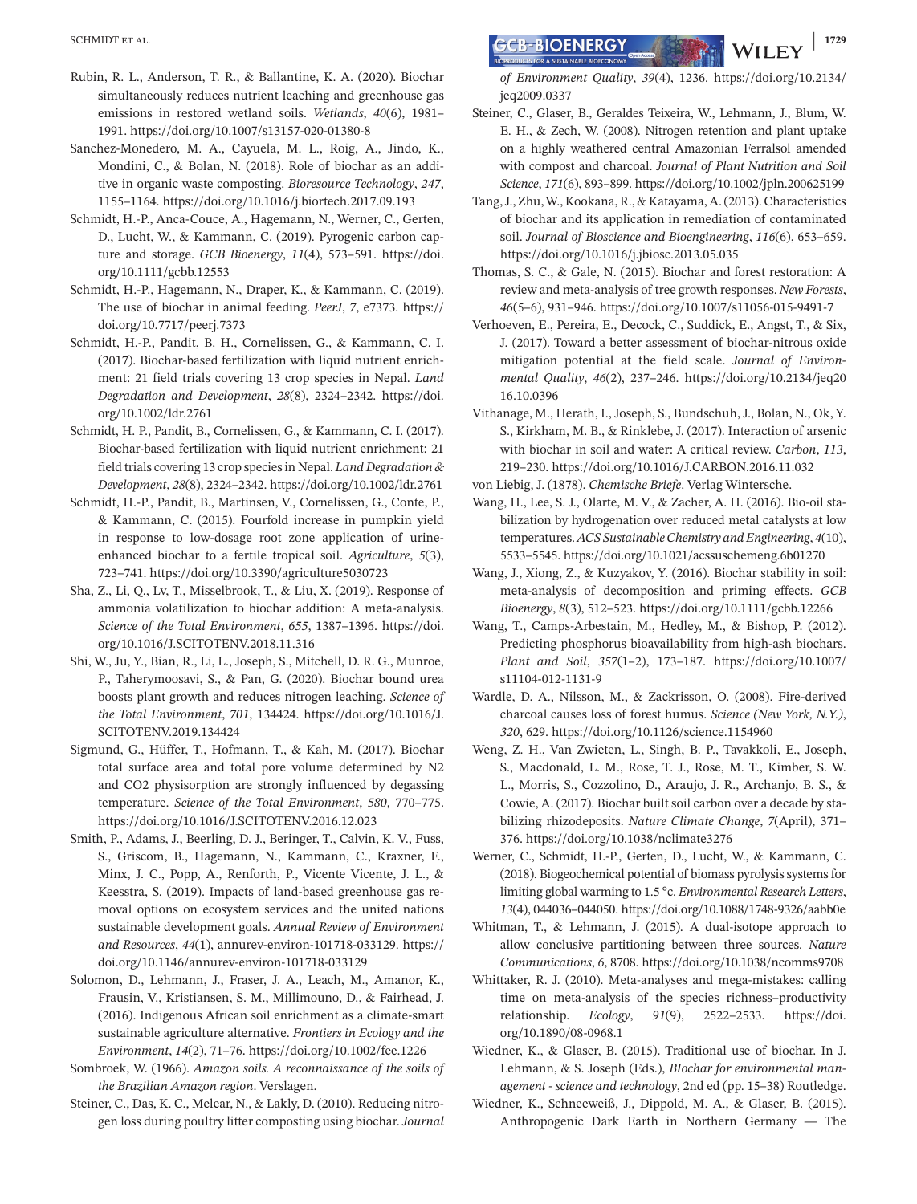Rubin, R. L., Anderson, T. R., & Ballantine, K. A. (2020). Biochar simultaneously reduces nutrient leaching and greenhouse gas emissions in restored wetland soils. *Wetlands*, *40*(6), 1981–1991. https://doi.org/10.1007/s13157-020-01380-8

Sanchez-Monedero, M. A., Cayuela, M. L., Roig, A., Jindo, K., Mondini, C., & Bolan, N. (2018). Role of biochar as an additive in organic waste composting. *Bioresource Technology*, *247*, 1155–1164. https://doi.org/10.1016/j.biortech.2017.09.193

Schmidt, H.-P., Anca-Couce, A., Hagemann, N., Werner, C., Gerten, D., Lucht, W., & Kammann, C. (2019). Pyrogenic carbon capture and storage. *GCB Bioenergy*, *11*(4), 573–591. https://doi.org/10.1111/gcbb.12553

Schmidt, H.-P., Hagemann, N., Draper, K., & Kammann, C. (2019). The use of biochar in animal feeding. *PeerJ*, *7*, e7373. https://doi.org/10.7717/peerj.7373

Schmidt, H.-P., Pandit, B. H., Cornelissen, G., & Kammann, C. I. (2017). Biochar-based fertilization with liquid nutrient enrichment: 21 field trials covering 13 crop species in Nepal. *Land Degradation and Development*, *28*(8), 2324–2342. https://doi.org/10.1002/ldr.2761

Schmidt, H. P., Pandit, B., Cornelissen, G., & Kammann, C. I. (2017). Biochar-based fertilization with liquid nutrient enrichment: 21 field trials covering 13 crop species in Nepal. *Land Degradation & Development*, *28*(8), 2324–2342. https://doi.org/10.1002/ldr.2761

Schmidt, H.-P., Pandit, B., Martinsen, V., Cornelissen, G., Conte, P., & Kammann, C. (2015). Fourfold increase in pumpkin yield in response to low-dosage root zone application of urine-enhanced biochar to a fertile tropical soil. *Agriculture*, *5*(3), 723–741. https://doi.org/10.3390/agriculture5030723

Sha, Z., Li, Q., Lv, T., Misselbrook, T., & Liu, X. (2019). Response of ammonia volatilization to biochar addition: A meta-analysis. *Science of the Total Environment*, *655*, 1387–1396. https://doi.org/10.1016/J.SCITOTENV.2018.11.316

Shi, W., Ju, Y., Bian, R., Li, L., Joseph, S., Mitchell, D. R. G., Munroe, P., Taherymoosavi, S., & Pan, G. (2020). Biochar bound urea boosts plant growth and reduces nitrogen leaching. *Science of the Total Environment*, *701*, 134424. https://doi.org/10.1016/J.SCITOTENV.2019.134424

Sigmund, G., Hüffer, T., Hofmann, T., & Kah, M. (2017). Biochar total surface area and total pore volume determined by N2 and CO2 physisorption are strongly influenced by degassing temperature. *Science of the Total Environment*, *580*, 770–775. https://doi.org/10.1016/J.SCITOTENV.2016.12.023

Smith, P., Adams, J., Beerling, D. J., Beringer, T., Calvin, K. V., Fuss, S., Griscom, B., Hagemann, N., Kammann, C., Kraxner, F., Minx, J. C., Popp, A., Renforth, P., Vicente Vicente, J. L., & Keesstra, S. (2019). Impacts of land-based greenhouse gas removal options on ecosystem services and the united nations sustainable development goals. *Annual Review of Environment and Resources*, *44*(1), annurev-environ-101718-033129. https://doi.org/10.1146/annurev-environ-101718-033129

Solomon, D., Lehmann, J., Fraser, J. A., Leach, M., Amanor, K., Frausin, V., Kristiansen, S. M., Millimouno, D., & Fairhead, J. (2016). Indigenous African soil enrichment as a climate-smart sustainable agriculture alternative. *Frontiers in Ecology and the Environment*, *14*(2), 71–76. https://doi.org/10.1002/fee.1226

Sombroek, W. (1966). *Amazon soils. A reconnaissance of the soils of the Brazilian Amazon region*. Verslagen.

Steiner, C., Das, K. C., Melear, N., & Lakly, D. (2010). Reducing nitrogen loss during poultry litter composting using biochar. *Journal of Environment Quality*, *39*(4), 1236. https://doi.org/10.2134/jeq2009.0337

Steiner, C., Glaser, B., Geraldes Teixeira, W., Lehmann, J., Blum, W. E. H., & Zech, W. (2008). Nitrogen retention and plant uptake on a highly weathered central Amazonian Ferralsol amended with compost and charcoal. *Journal of Plant Nutrition and Soil Science*, *171*(6), 893–899. https://doi.org/10.1002/jpln.200625199

Tang, J., Zhu, W., Kookana, R., & Katayama, A. (2013). Characteristics of biochar and its application in remediation of contaminated soil. *Journal of Bioscience and Bioengineering*, *116*(6), 653–659. https://doi.org/10.1016/j.jbiosc.2013.05.035

Thomas, S. C., & Gale, N. (2015). Biochar and forest restoration: A review and meta-analysis of tree growth responses. *New Forests*, *46*(5–6), 931–946. https://doi.org/10.1007/s11056-015-9491-7

Verhoeven, E., Pereira, E., Decock, C., Suddick, E., Angst, T., & Six, J. (2017). Toward a better assessment of biochar-nitrous oxide mitigation potential at the field scale. *Journal of Environmental Quality*, *46*(2), 237–246. https://doi.org/10.2134/jeq2016.10.0396

Vithanage, M., Herath, I., Joseph, S., Bundschuh, J., Bolan, N., Ok, Y. S., Kirkham, M. B., & Rinklebe, J. (2017). Interaction of arsenic with biochar in soil and water: A critical review. *Carbon*, *113*, 219–230. https://doi.org/10.1016/J.CARBON.2016.11.032

von Liebig, J. (1878). *Chemische Briefe*. Verlag Wintersche.

Wang, H., Lee, S. J., Olarte, M. V., & Zacher, A. H. (2016). Bio-oil stabilization by hydrogenation over reduced metal catalysts at low temperatures. *ACS Sustainable Chemistry and Engineering*, *4*(10), 5533–5545. https://doi.org/10.1021/acssuschemeng.6b01270

Wang, J., Xiong, Z., & Kuzyakov, Y. (2016). Biochar stability in soil: meta-analysis of decomposition and priming effects. *GCB Bioenergy*, *8*(3), 512–523. https://doi.org/10.1111/gcbb.12266

Wang, T., Camps-Arbestain, M., Hedley, M., & Bishop, P. (2012). Predicting phosphorus bioavailability from high-ash biochars. *Plant and Soil*, *357*(1–2), 173–187. https://doi.org/10.1007/s11104-012-1131-9

Wardle, D. A., Nilsson, M., & Zackrisson, O. (2008). Fire-derived charcoal causes loss of forest humus. *Science (New York, N.Y.)*, *320*, 629. https://doi.org/10.1126/science.1154960

Weng, Z. H., Van Zwieten, L., Singh, B. P., Tavakkoli, E., Joseph, S., Macdonald, L. M., Rose, T. J., Rose, M. T., Kimber, S. W. L., Morris, S., Cozzolino, D., Araujo, J. R., Archanjo, B. S., & Cowie, A. (2017). Biochar built soil carbon over a decade by stabilizing rhizodeposits. *Nature Climate Change*, *7*(April), 371–376. https://doi.org/10.1038/nclimate3276

Werner, C., Schmidt, H.-P., Gerten, D., Lucht, W., & Kammann, C. (2018). Biogeochemical potential of biomass pyrolysis systems for limiting global warming to 1.5 °C. *Environmental Research Letters*, *13*(4), 044036–044050. https://doi.org/10.1088/1748-9326/aabb0e

Whitman, T., & Lehmann, J. (2015). A dual-isotope approach to allow conclusive partitioning between three sources. *Nature Communications*, *6*, 8708. https://doi.org/10.1038/ncomms9708

Whittaker, R. J. (2010). Meta-analyses and mega-mistakes: calling time on meta-analysis of the species richness–productivity relationship. *Ecology*, *91*(9), 2522–2533. https://doi.org/10.1890/08-0968.1

Wiedner, K., & Glaser, B. (2015). Traditional use of biochar. In J. Lehmann, & S. Joseph (Eds.), *BIochar for environmental management - science and technology*, 2nd ed (pp. 15–38) Routledge.

Wiedner, K., Schneeweiß, J., Dippold, M. A., & Glaser, B. (2015). Anthropogenic Dark Earth in Northern Germany — The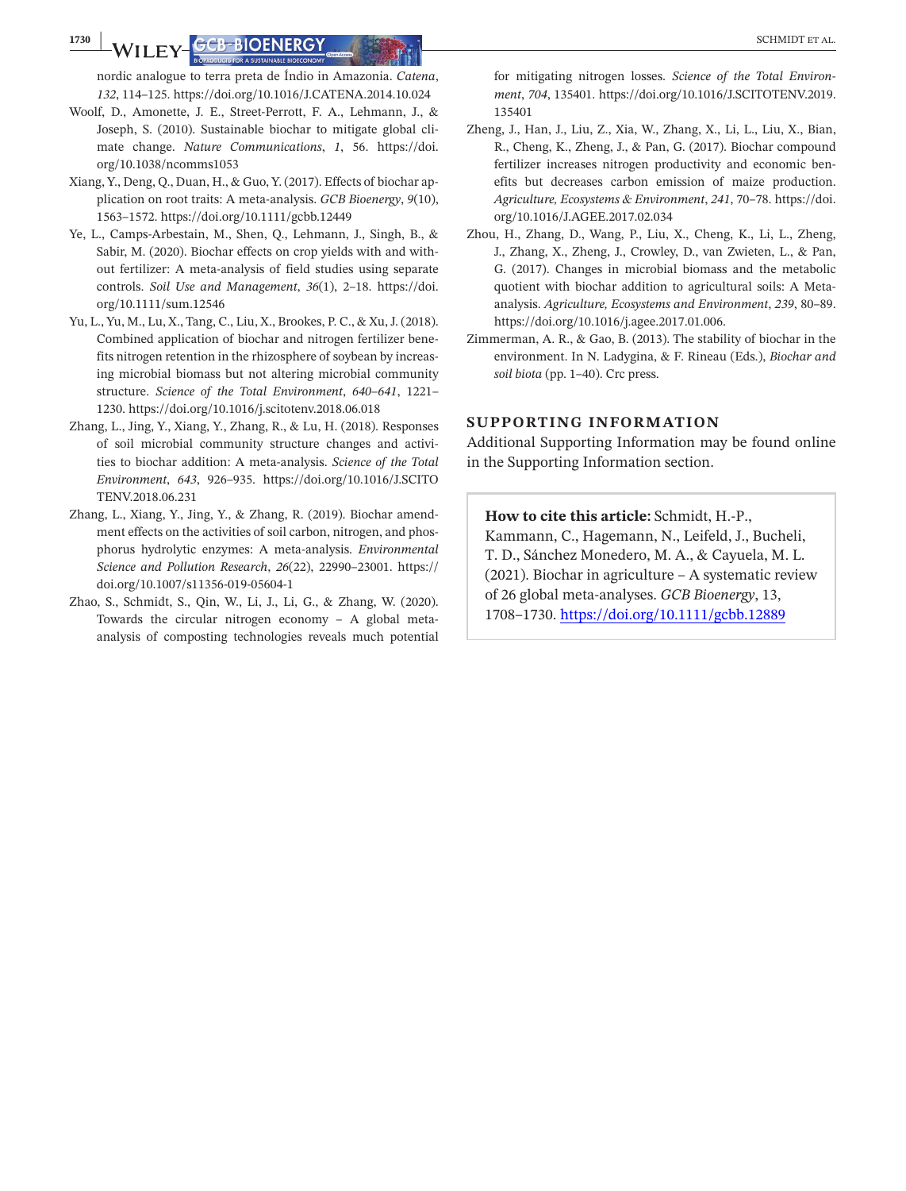nordic analogue to terra preta de Índio in Amazonia. *Catena*, *132*, 114–125. https://doi.org/10.1016/J.CATENA.2014.10.024

Woolf, D., Amonette, J. E., Street-Perrott, F. A., Lehmann, J., & Joseph, S. (2010). Sustainable biochar to mitigate global climate change. *Nature Communications*, *1*, 56. https://doi.org/10.1038/ncomms1053

Xiang, Y., Deng, Q., Duan, H., & Guo, Y. (2017). Effects of biochar application on root traits: A meta-analysis. *GCB Bioenergy*, *9*(10), 1563–1572. https://doi.org/10.1111/gcbb.12449

Ye, L., Camps-Arbestain, M., Shen, Q., Lehmann, J., Singh, B., & Sabir, M. (2020). Biochar effects on crop yields with and without fertilizer: A meta-analysis of field studies using separate controls. *Soil Use and Management*, *36*(1), 2–18. https://doi.org/10.1111/sum.12546

Yu, L., Yu, M., Lu, X., Tang, C., Liu, X., Brookes, P. C., & Xu, J. (2018). Combined application of biochar and nitrogen fertilizer benefits nitrogen retention in the rhizosphere of soybean by increasing microbial biomass but not altering microbial community structure. *Science of the Total Environment*, *640–641*, 1221–1230. https://doi.org/10.1016/j.scitotenv.2018.06.018

Zhang, L., Jing, Y., Xiang, Y., Zhang, R., & Lu, H. (2018). Responses of soil microbial community structure changes and activities to biochar addition: A meta-analysis. *Science of the Total Environment*, *643*, 926–935. https://doi.org/10.1016/J.SCITOTENV.2018.06.231

Zhang, L., Xiang, Y., Jing, Y., & Zhang, R. (2019). Biochar amendment effects on the activities of soil carbon, nitrogen, and phosphorus hydrolytic enzymes: A meta-analysis. *Environmental Science and Pollution Research*, *26*(22), 22990–23001. https://doi.org/10.1007/s11356-019-05604-1

Zhao, S., Schmidt, S., Qin, W., Li, J., Li, G., & Zhang, W. (2020). Towards the circular nitrogen economy – A global meta-analysis of composting technologies reveals much potential for mitigating nitrogen losses. *Science of the Total Environment*, *704*, 135401. https://doi.org/10.1016/J.SCITOTENV.2019.135401

Zheng, J., Han, J., Liu, Z., Xia, W., Zhang, X., Li, L., Liu, X., Bian, R., Cheng, K., Zheng, J., & Pan, G. (2017). Biochar compound fertilizer increases nitrogen productivity and economic benefits but decreases carbon emission of maize production. *Agriculture, Ecosystems & Environment*, *241*, 70–78. https://doi.org/10.1016/J.AGEE.2017.02.034

Zhou, H., Zhang, D., Wang, P., Liu, X., Cheng, K., Li, L., Zheng, J., Zhang, X., Zheng, J., Crowley, D., van Zwieten, L., & Pan, G. (2017). Changes in microbial biomass and the metabolic quotient with biochar addition to agricultural soils: A Meta-analysis. *Agriculture, Ecosystems and Environment*, *239*, 80–89. https://doi.org/10.1016/j.agee.2017.01.006.

Zimmerman, A. R., & Gao, B. (2013). The stability of biochar in the environment. In N. Ladygina, & F. Rineau (Eds.), *Biochar and soil biota* (pp. 1–40). Crc press.

## SUPPORTING INFORMATION

Additional Supporting Information may be found online in the Supporting Information section.

**How to cite this article:** Schmidt, H.-P., Kammann, C., Hagemann, N., Leifeld, J., Bucheli, T. D., Sánchez Monedero, M. A., & Cayuela, M. L. (2021). Biochar in agriculture – A systematic review of 26 global meta-analyses. *GCB Bioenergy*, 13, 1708–1730. https://doi.org/10.1111/gcbb.12889